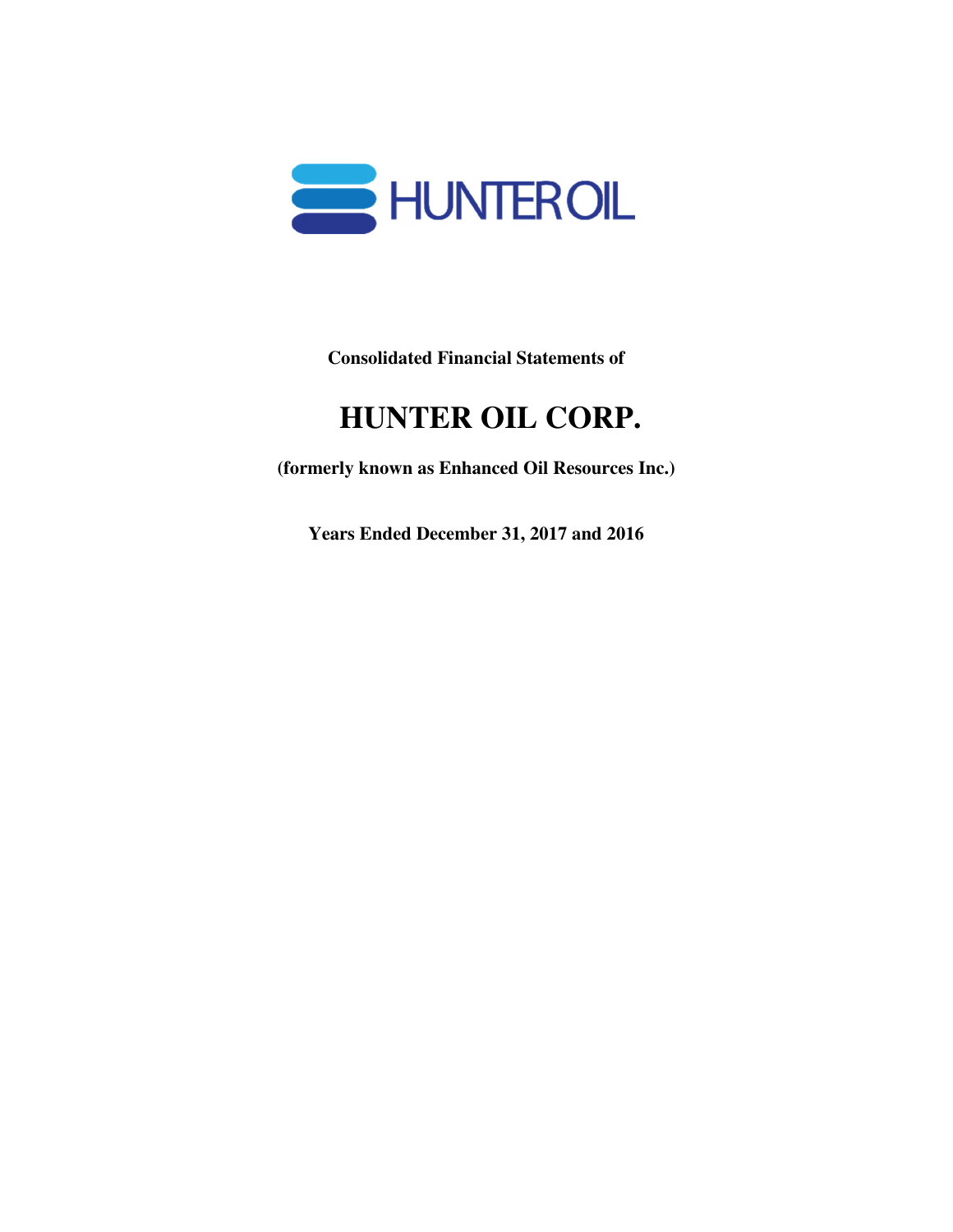HUNTEROIL

**Consolidated Financial Statements of**

# HUNTER OIL CORP.

**(formerly known as Enhanced Oil Resources Inc.)**

**Years Ended December 31, 2017 and 2016**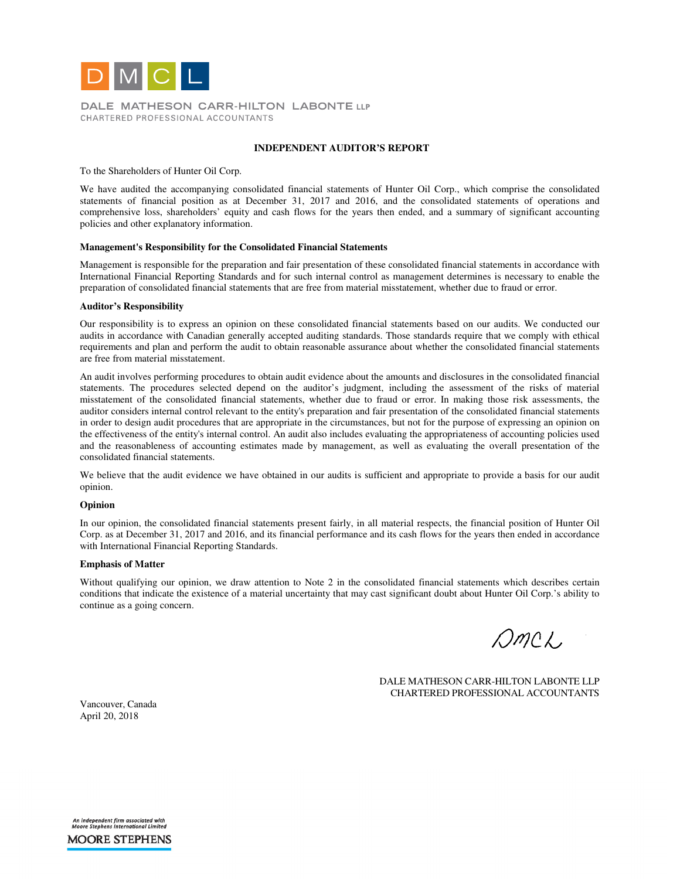DMCL

DALE MATHESON CARR-HILTON LABONTE LLP
CHARTERED PROFESSIONAL ACCOUNTANTS

## INDEPENDENT AUDITOR'S REPORT

To the Shareholders of Hunter Oil Corp.

We have audited the accompanying consolidated financial statements of Hunter Oil Corp., which comprise the consolidated statements of financial position as at December 31, 2017 and 2016, and the consolidated statements of operations and comprehensive loss, shareholders' equity and cash flows for the years then ended, and a summary of significant accounting policies and other explanatory information.

### Management's Responsibility for the Consolidated Financial Statements

Management is responsible for the preparation and fair presentation of these consolidated financial statements in accordance with International Financial Reporting Standards and for such internal control as management determines is necessary to enable the preparation of consolidated financial statements that are free from material misstatement, whether due to fraud or error.

### Auditor's Responsibility

Our responsibility is to express an opinion on these consolidated financial statements based on our audits. We conducted our audits in accordance with Canadian generally accepted auditing standards. Those standards require that we comply with ethical requirements and plan and perform the audit to obtain reasonable assurance about whether the consolidated financial statements are free from material misstatement.

An audit involves performing procedures to obtain audit evidence about the amounts and disclosures in the consolidated financial statements. The procedures selected depend on the auditor's judgment, including the assessment of the risks of material misstatement of the consolidated financial statements, whether due to fraud or error. In making those risk assessments, the auditor considers internal control relevant to the entity's preparation and fair presentation of the consolidated financial statements in order to design audit procedures that are appropriate in the circumstances, but not for the purpose of expressing an opinion on the effectiveness of the entity's internal control. An audit also includes evaluating the appropriateness of accounting policies used and the reasonableness of accounting estimates made by management, as well as evaluating the overall presentation of the consolidated financial statements.

We believe that the audit evidence we have obtained in our audits is sufficient and appropriate to provide a basis for our audit opinion.

### Opinion

In our opinion, the consolidated financial statements present fairly, in all material respects, the financial position of Hunter Oil Corp. as at December 31, 2017 and 2016, and its financial performance and its cash flows for the years then ended in accordance with International Financial Reporting Standards.

### Emphasis of Matter

Without qualifying our opinion, we draw attention to Note 2 in the consolidated financial statements which describes certain conditions that indicate the existence of a material uncertainty that may cast significant doubt about Hunter Oil Corp.'s ability to continue as a going concern.

DMCL

DALE MATHESON CARR-HILTON LABONTE LLP
CHARTERED PROFESSIONAL ACCOUNTANTS

Vancouver, Canada
April 20, 2018

An independent firm associated with Moore Stephens International Limited
MOORE STEPHENS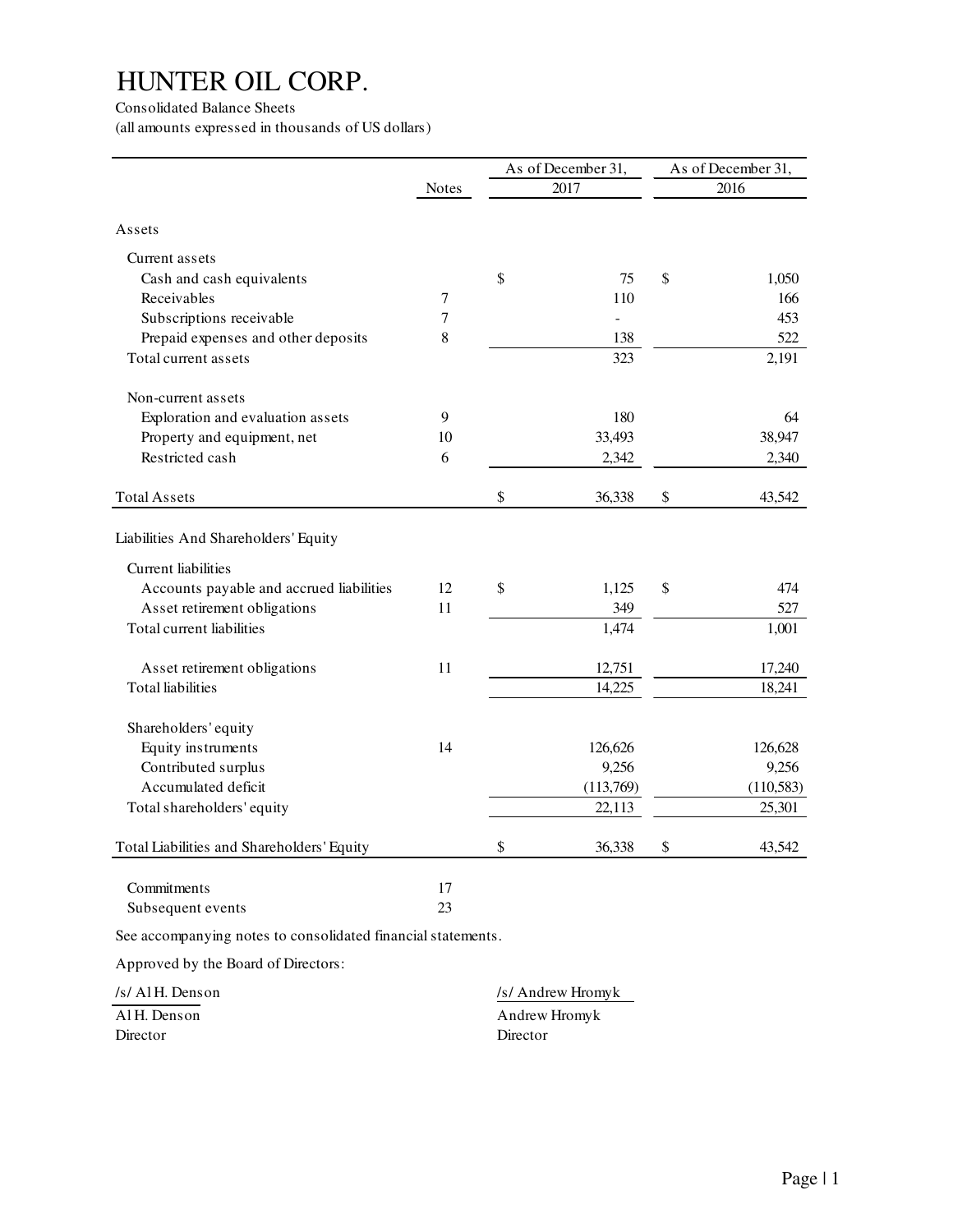# HUNTER OIL CORP.

Consolidated Balance Sheets
(all amounts expressed in thousands of US dollars)

| | Notes | As of December 31, 2017 | As of December 31, 2016 |
|---|---|---|---|
| **Assets** | | | |
| Current assets | | | |
| Cash and cash equivalents | | $ 75 | $ 1,050 |
| Receivables | 7 | 110 | 166 |
| Subscriptions receivable | 7 | - | 453 |
| Prepaid expenses and other deposits | 8 | 138 | 522 |
| Total current assets | | 323 | 2,191 |
| Non-current assets | | | |
| Exploration and evaluation assets | 9 | 180 | 64 |
| Property and equipment, net | 10 | 33,493 | 38,947 |
| Restricted cash | 6 | 2,342 | 2,340 |
| Total Assets | | $ 36,338 | $ 43,542 |
| **Liabilities And Shareholders' Equity** | | | |
| Current liabilities | | | |
| Accounts payable and accrued liabilities | 12 | $ 1,125 | $ 474 |
| Asset retirement obligations | 11 | 349 | 527 |
| Total current liabilities | | 1,474 | 1,001 |
| Asset retirement obligations | 11 | 12,751 | 17,240 |
| Total liabilities | | 14,225 | 18,241 |
| Shareholders' equity | | | |
| Equity instruments | 14 | 126,626 | 126,628 |
| Contributed surplus | | 9,256 | 9,256 |
| Accumulated deficit | | (113,769) | (110,583) |
| Total shareholders' equity | | 22,113 | 25,301 |
| Total Liabilities and Shareholders' Equity | | $ 36,338 | $ 43,542 |

| | Notes |
|---|---|
| Commitments | 17 |
| Subsequent events | 23 |

See accompanying notes to consolidated financial statements.

Approved by the Board of Directors:

/s/ Al H. Denson
Al H. Denson
Director

/s/ Andrew Hromyk
Andrew Hromyk
Director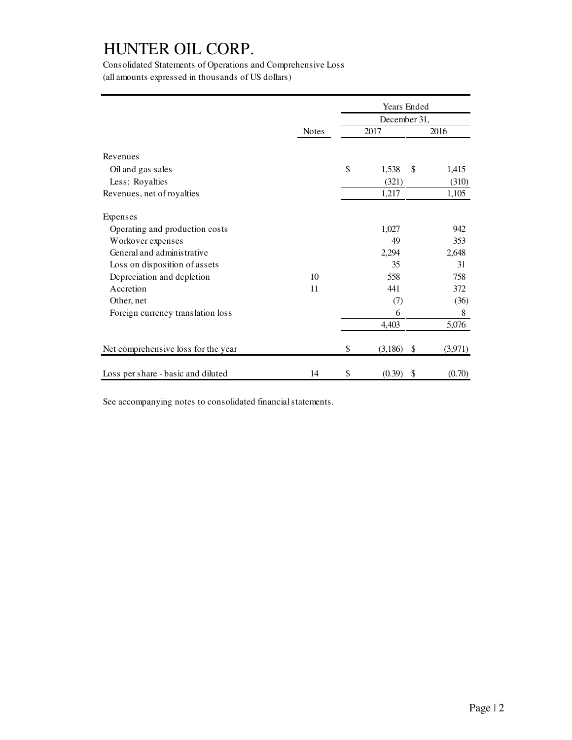# HUNTER OIL CORP.

Consolidated Statements of Operations and Comprehensive Loss
(all amounts expressed in thousands of US dollars)

| | Notes | Years Ended December 31, 2017 | 2016 |
|---|---|---|---|
| **Revenues** | | | |
| Oil and gas sales | | $ 1,538 | $ 1,415 |
| Less: Royalties | | (321) | (310) |
| Revenues, net of royalties | | 1,217 | 1,105 |
| **Expenses** | | | |
| Operating and production costs | | 1,027 | 942 |
| Workover expenses | | 49 | 353 |
| General and administrative | | 2,294 | 2,648 |
| Loss on disposition of assets | | 35 | 31 |
| Depreciation and depletion | 10 | 558 | 758 |
| Accretion | 11 | 441 | 372 |
| Other, net | | (7) | (36) |
| Foreign currency translation loss | | 6 | 8 |
| | | 4,403 | 5,076 |
| Net comprehensive loss for the year | | $ (3,186) | $ (3,971) |
| Loss per share - basic and diluted | 14 | $ (0.39) | $ (0.70) |

See accompanying notes to consolidated financial statements.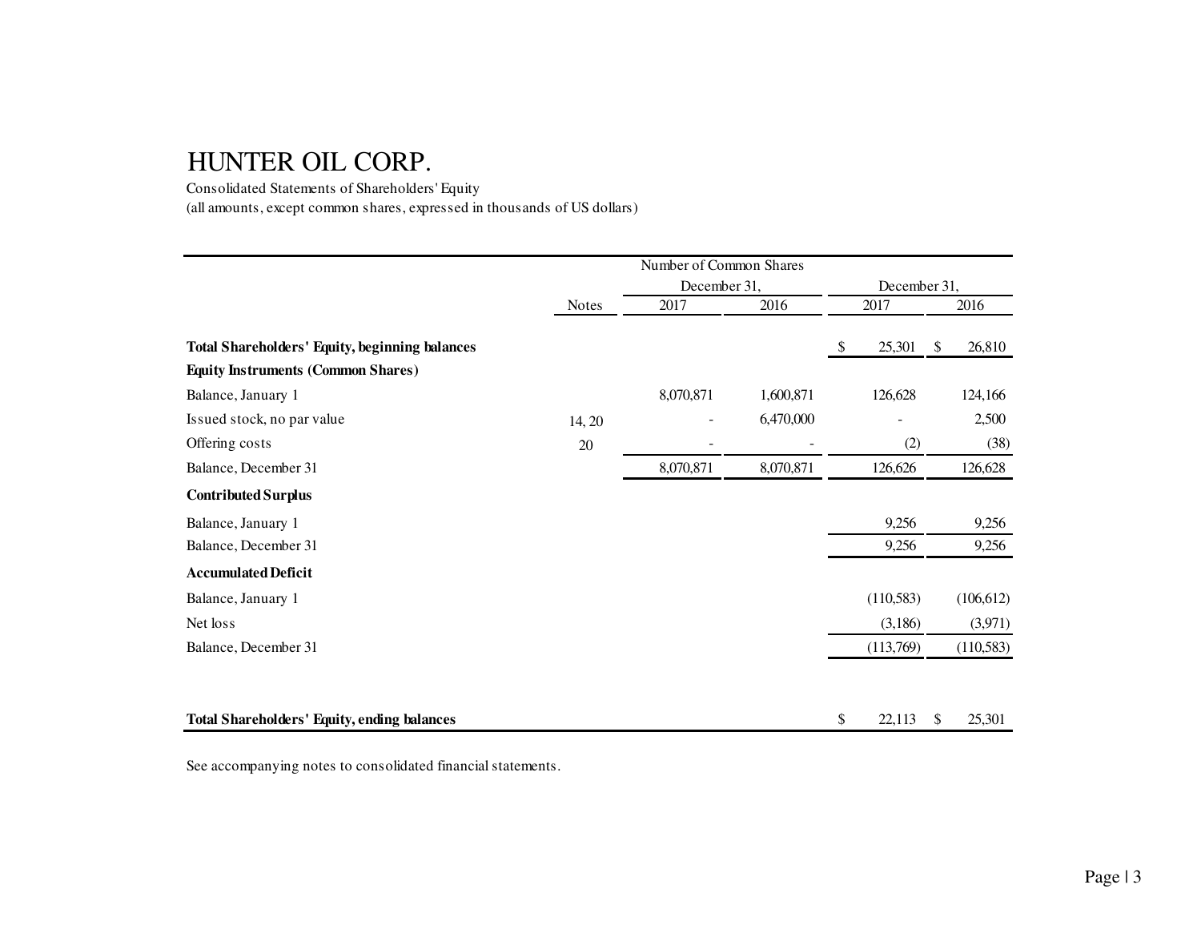# HUNTER OIL CORP.

Consolidated Statements of Shareholders' Equity

(all amounts, except common shares, expressed in thousands of US dollars)

| | | Number of Common Shares | | | |
|---|---|---|---|---|---|
| | | December 31, | | December 31, | |
| | Notes | 2017 | 2016 | 2017 | 2016 |
| **Total Shareholders' Equity, beginning balances** | | | | $ 25,301 | $ 26,810 |
| **Equity Instruments (Common Shares)** | | | | | |
| Balance, January 1 | | 8,070,871 | 1,600,871 | 126,628 | 124,166 |
| Issued stock, no par value | 14, 20 | - | 6,470,000 | - | 2,500 |
| Offering costs | 20 | - | - | (2) | (38) |
| Balance, December 31 | | 8,070,871 | 8,070,871 | 126,626 | 126,628 |
| **Contributed Surplus** | | | | | |
| Balance, January 1 | | | | 9,256 | 9,256 |
| Balance, December 31 | | | | 9,256 | 9,256 |
| **Accumulated Deficit** | | | | | |
| Balance, January 1 | | | | (110,583) | (106,612) |
| Net loss | | | | (3,186) | (3,971) |
| Balance, December 31 | | | | (113,769) | (110,583) |
| **Total Shareholders' Equity, ending balances** | | | | $ 22,113 | $ 25,301 |

See accompanying notes to consolidated financial statements.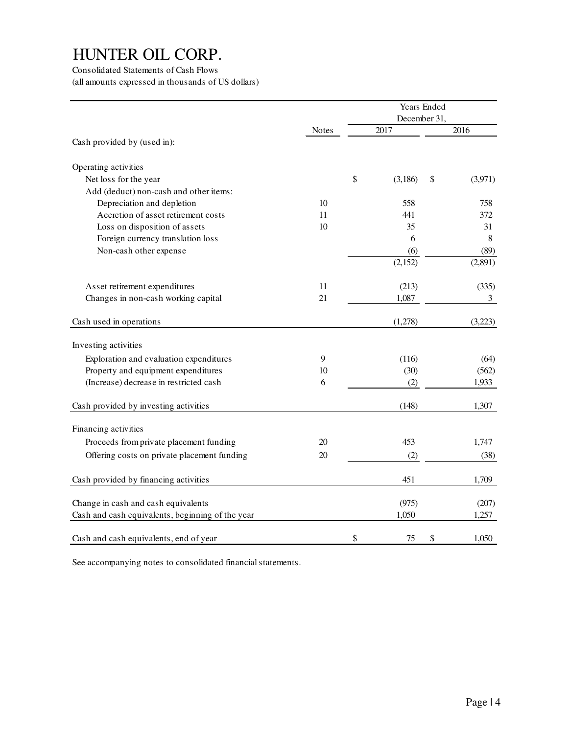# HUNTER OIL CORP.

Consolidated Statements of Cash Flows

(all amounts expressed in thousands of US dollars)

| | Notes | Years Ended December 31, 2017 | 2016 |
|---|---|---|---|
| Cash provided by (used in): | | | |
| Operating activities | | | |
| Net loss for the year | | $ (3,186) | $ (3,971) |
| Add (deduct) non-cash and other items: | | | |
| Depreciation and depletion | 10 | 558 | 758 |
| Accretion of asset retirement costs | 11 | 441 | 372 |
| Loss on disposition of assets | 10 | 35 | 31 |
| Foreign currency translation loss | | 6 | 8 |
| Non-cash other expense | | (6) | (89) |
| | | (2,152) | (2,891) |
| Asset retirement expenditures | 11 | (213) | (335) |
| Changes in non-cash working capital | 21 | 1,087 | 3 |
| Cash used in operations | | (1,278) | (3,223) |
| Investing activities | | | |
| Exploration and evaluation expenditures | 9 | (116) | (64) |
| Property and equipment expenditures | 10 | (30) | (562) |
| (Increase) decrease in restricted cash | 6 | (2) | 1,933 |
| Cash provided by investing activities | | (148) | 1,307 |
| Financing activities | | | |
| Proceeds from private placement funding | 20 | 453 | 1,747 |
| Offering costs on private placement funding | 20 | (2) | (38) |
| Cash provided by financing activities | | 451 | 1,709 |
| Change in cash and cash equivalents | | (975) | (207) |
| Cash and cash equivalents, beginning of the year | | 1,050 | 1,257 |
| Cash and cash equivalents, end of year | | $ 75 | $ 1,050 |

See accompanying notes to consolidated financial statements.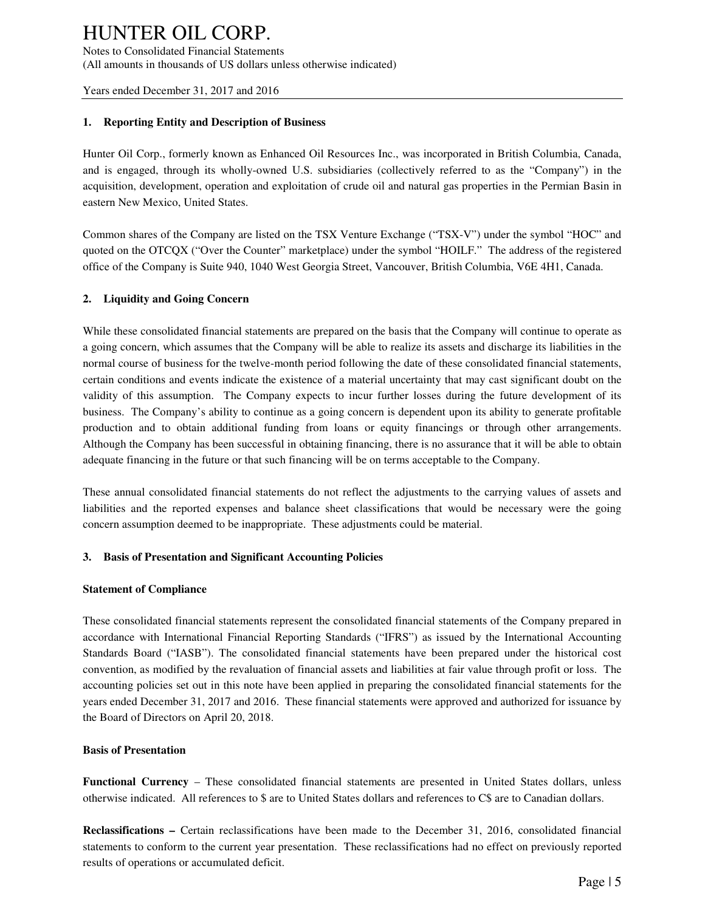# HUNTER OIL CORP.

Notes to Consolidated Financial Statements
(All amounts in thousands of US dollars unless otherwise indicated)

Years ended December 31, 2017 and 2016

### 1. Reporting Entity and Description of Business

Hunter Oil Corp., formerly known as Enhanced Oil Resources Inc., was incorporated in British Columbia, Canada, and is engaged, through its wholly-owned U.S. subsidiaries (collectively referred to as the "Company") in the acquisition, development, operation and exploitation of crude oil and natural gas properties in the Permian Basin in eastern New Mexico, United States.

Common shares of the Company are listed on the TSX Venture Exchange ("TSX-V") under the symbol "HOC" and quoted on the OTCQX ("Over the Counter" marketplace) under the symbol "HOILF." The address of the registered office of the Company is Suite 940, 1040 West Georgia Street, Vancouver, British Columbia, V6E 4H1, Canada.

### 2. Liquidity and Going Concern

While these consolidated financial statements are prepared on the basis that the Company will continue to operate as a going concern, which assumes that the Company will be able to realize its assets and discharge its liabilities in the normal course of business for the twelve-month period following the date of these consolidated financial statements, certain conditions and events indicate the existence of a material uncertainty that may cast significant doubt on the validity of this assumption. The Company expects to incur further losses during the future development of its business. The Company's ability to continue as a going concern is dependent upon its ability to generate profitable production and to obtain additional funding from loans or equity financings or through other arrangements. Although the Company has been successful in obtaining financing, there is no assurance that it will be able to obtain adequate financing in the future or that such financing will be on terms acceptable to the Company.

These annual consolidated financial statements do not reflect the adjustments to the carrying values of assets and liabilities and the reported expenses and balance sheet classifications that would be necessary were the going concern assumption deemed to be inappropriate. These adjustments could be material.

### 3. Basis of Presentation and Significant Accounting Policies

**Statement of Compliance**

These consolidated financial statements represent the consolidated financial statements of the Company prepared in accordance with International Financial Reporting Standards ("IFRS") as issued by the International Accounting Standards Board ("IASB"). The consolidated financial statements have been prepared under the historical cost convention, as modified by the revaluation of financial assets and liabilities at fair value through profit or loss. The accounting policies set out in this note have been applied in preparing the consolidated financial statements for the years ended December 31, 2017 and 2016. These financial statements were approved and authorized for issuance by the Board of Directors on April 20, 2018.

**Basis of Presentation**

**Functional Currency** – These consolidated financial statements are presented in United States dollars, unless otherwise indicated. All references to $ are to United States dollars and references to C$ are to Canadian dollars.

**Reclassifications –** Certain reclassifications have been made to the December 31, 2016, consolidated financial statements to conform to the current year presentation. These reclassifications had no effect on previously reported results of operations or accumulated deficit.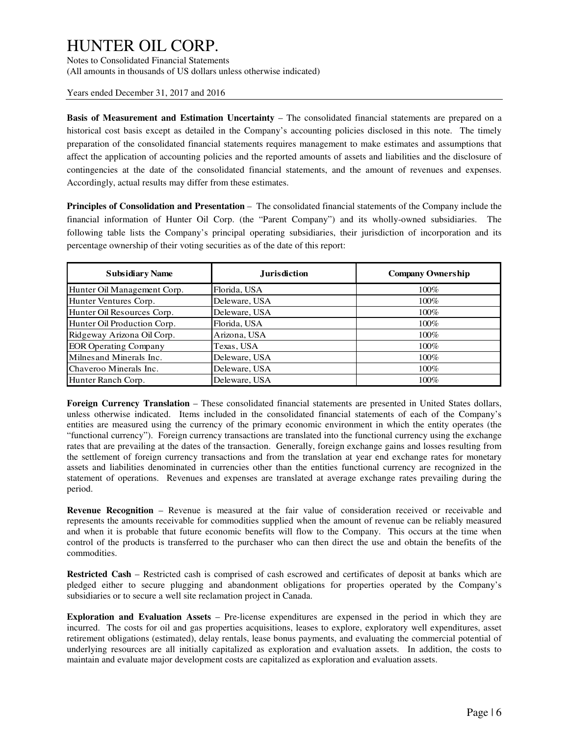**Basis of Measurement and Estimation Uncertainty** – The consolidated financial statements are prepared on a historical cost basis except as detailed in the Company's accounting policies disclosed in this note. The timely preparation of the consolidated financial statements requires management to make estimates and assumptions that affect the application of accounting policies and the reported amounts of assets and liabilities and the disclosure of contingencies at the date of the consolidated financial statements, and the amount of revenues and expenses. Accordingly, actual results may differ from these estimates.

**Principles of Consolidation and Presentation** – The consolidated financial statements of the Company include the financial information of Hunter Oil Corp. (the "Parent Company") and its wholly-owned subsidiaries. The following table lists the Company's principal operating subsidiaries, their jurisdiction of incorporation and its percentage ownership of their voting securities as of the date of this report:

| Subsidiary Name | Jurisdiction | Company Ownership |
|---|---|---|
| Hunter Oil Management Corp. | Florida, USA | 100% |
| Hunter Ventures Corp. | Deleware, USA | 100% |
| Hunter Oil Resources Corp. | Deleware, USA | 100% |
| Hunter Oil Production Corp. | Florida, USA | 100% |
| Ridgeway Arizona Oil Corp. | Arizona, USA | 100% |
| EOR Operating Company | Texas, USA | 100% |
| Milnesand Minerals Inc. | Deleware, USA | 100% |
| Chaveroo Minerals Inc. | Deleware, USA | 100% |
| Hunter Ranch Corp. | Deleware, USA | 100% |

**Foreign Currency Translation** – These consolidated financial statements are presented in United States dollars, unless otherwise indicated. Items included in the consolidated financial statements of each of the Company's entities are measured using the currency of the primary economic environment in which the entity operates (the "functional currency"). Foreign currency transactions are translated into the functional currency using the exchange rates that are prevailing at the dates of the transaction. Generally, foreign exchange gains and losses resulting from the settlement of foreign currency transactions and from the translation at year end exchange rates for monetary assets and liabilities denominated in currencies other than the entities functional currency are recognized in the statement of operations. Revenues and expenses are translated at average exchange rates prevailing during the period.

**Revenue Recognition** – Revenue is measured at the fair value of consideration received or receivable and represents the amounts receivable for commodities supplied when the amount of revenue can be reliably measured and when it is probable that future economic benefits will flow to the Company. This occurs at the time when control of the products is transferred to the purchaser who can then direct the use and obtain the benefits of the commodities.

**Restricted Cash** – Restricted cash is comprised of cash escrowed and certificates of deposit at banks which are pledged either to secure plugging and abandonment obligations for properties operated by the Company's subsidiaries or to secure a well site reclamation project in Canada.

**Exploration and Evaluation Assets** – Pre-license expenditures are expensed in the period in which they are incurred. The costs for oil and gas properties acquisitions, leases to explore, exploratory well expenditures, asset retirement obligations (estimated), delay rentals, lease bonus payments, and evaluating the commercial potential of underlying resources are all initially capitalized as exploration and evaluation assets. In addition, the costs to maintain and evaluate major development costs are capitalized as exploration and evaluation assets.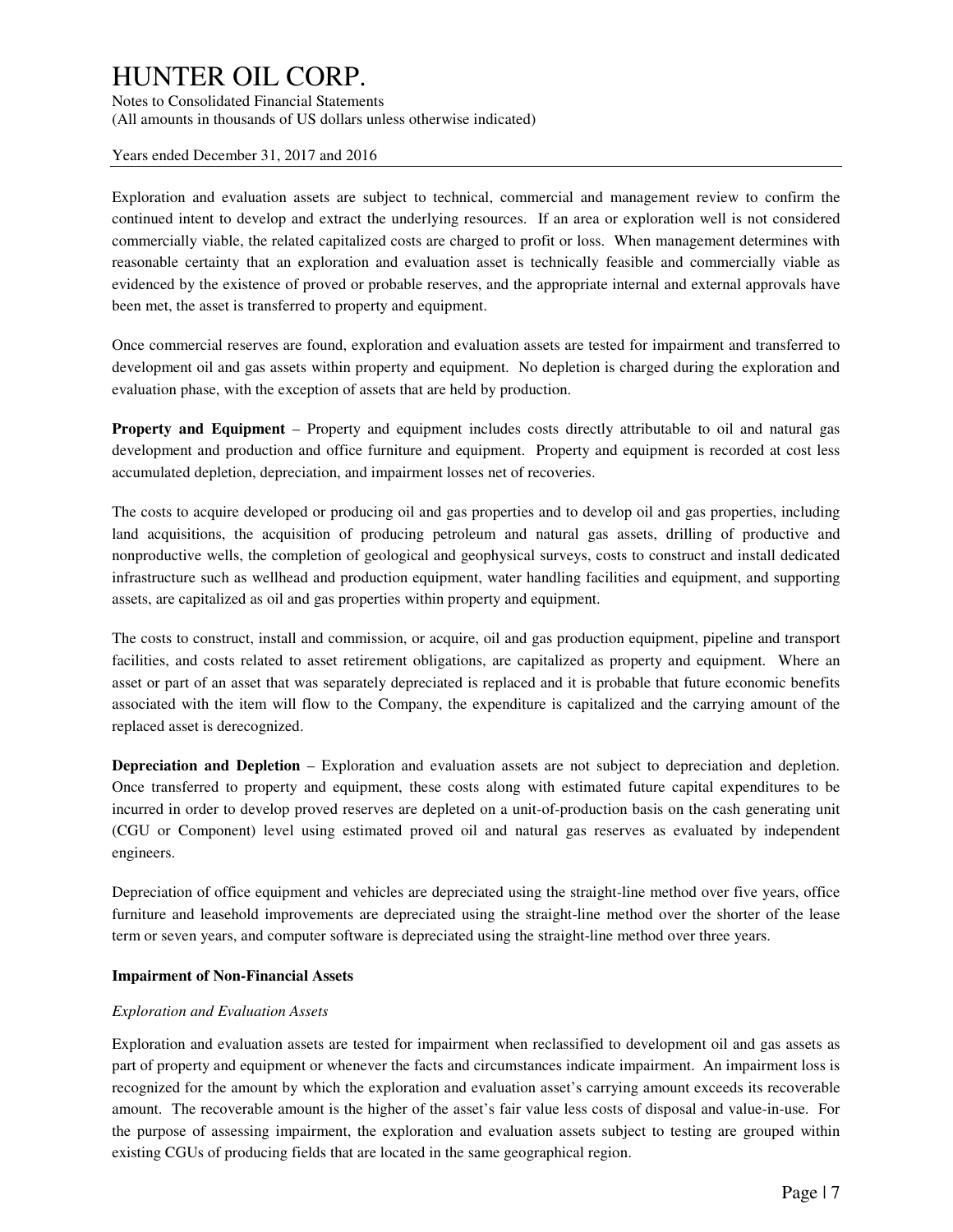Exploration and evaluation assets are subject to technical, commercial and management review to confirm the continued intent to develop and extract the underlying resources. If an area or exploration well is not considered commercially viable, the related capitalized costs are charged to profit or loss. When management determines with reasonable certainty that an exploration and evaluation asset is technically feasible and commercially viable as evidenced by the existence of proved or probable reserves, and the appropriate internal and external approvals have been met, the asset is transferred to property and equipment.

Once commercial reserves are found, exploration and evaluation assets are tested for impairment and transferred to development oil and gas assets within property and equipment. No depletion is charged during the exploration and evaluation phase, with the exception of assets that are held by production.

**Property and Equipment** – Property and equipment includes costs directly attributable to oil and natural gas development and production and office furniture and equipment. Property and equipment is recorded at cost less accumulated depletion, depreciation, and impairment losses net of recoveries.

The costs to acquire developed or producing oil and gas properties and to develop oil and gas properties, including land acquisitions, the acquisition of producing petroleum and natural gas assets, drilling of productive and nonproductive wells, the completion of geological and geophysical surveys, costs to construct and install dedicated infrastructure such as wellhead and production equipment, water handling facilities and equipment, and supporting assets, are capitalized as oil and gas properties within property and equipment.

The costs to construct, install and commission, or acquire, oil and gas production equipment, pipeline and transport facilities, and costs related to asset retirement obligations, are capitalized as property and equipment. Where an asset or part of an asset that was separately depreciated is replaced and it is probable that future economic benefits associated with the item will flow to the Company, the expenditure is capitalized and the carrying amount of the replaced asset is derecognized.

**Depreciation and Depletion** – Exploration and evaluation assets are not subject to depreciation and depletion. Once transferred to property and equipment, these costs along with estimated future capital expenditures to be incurred in order to develop proved reserves are depleted on a unit-of-production basis on the cash generating unit (CGU or Component) level using estimated proved oil and natural gas reserves as evaluated by independent engineers.

Depreciation of office equipment and vehicles are depreciated using the straight-line method over five years, office furniture and leasehold improvements are depreciated using the straight-line method over the shorter of the lease term or seven years, and computer software is depreciated using the straight-line method over three years.

**Impairment of Non-Financial Assets**

*Exploration and Evaluation Assets*

Exploration and evaluation assets are tested for impairment when reclassified to development oil and gas assets as part of property and equipment or whenever the facts and circumstances indicate impairment. An impairment loss is recognized for the amount by which the exploration and evaluation asset's carrying amount exceeds its recoverable amount. The recoverable amount is the higher of the asset's fair value less costs of disposal and value-in-use. For the purpose of assessing impairment, the exploration and evaluation assets subject to testing are grouped within existing CGUs of producing fields that are located in the same geographical region.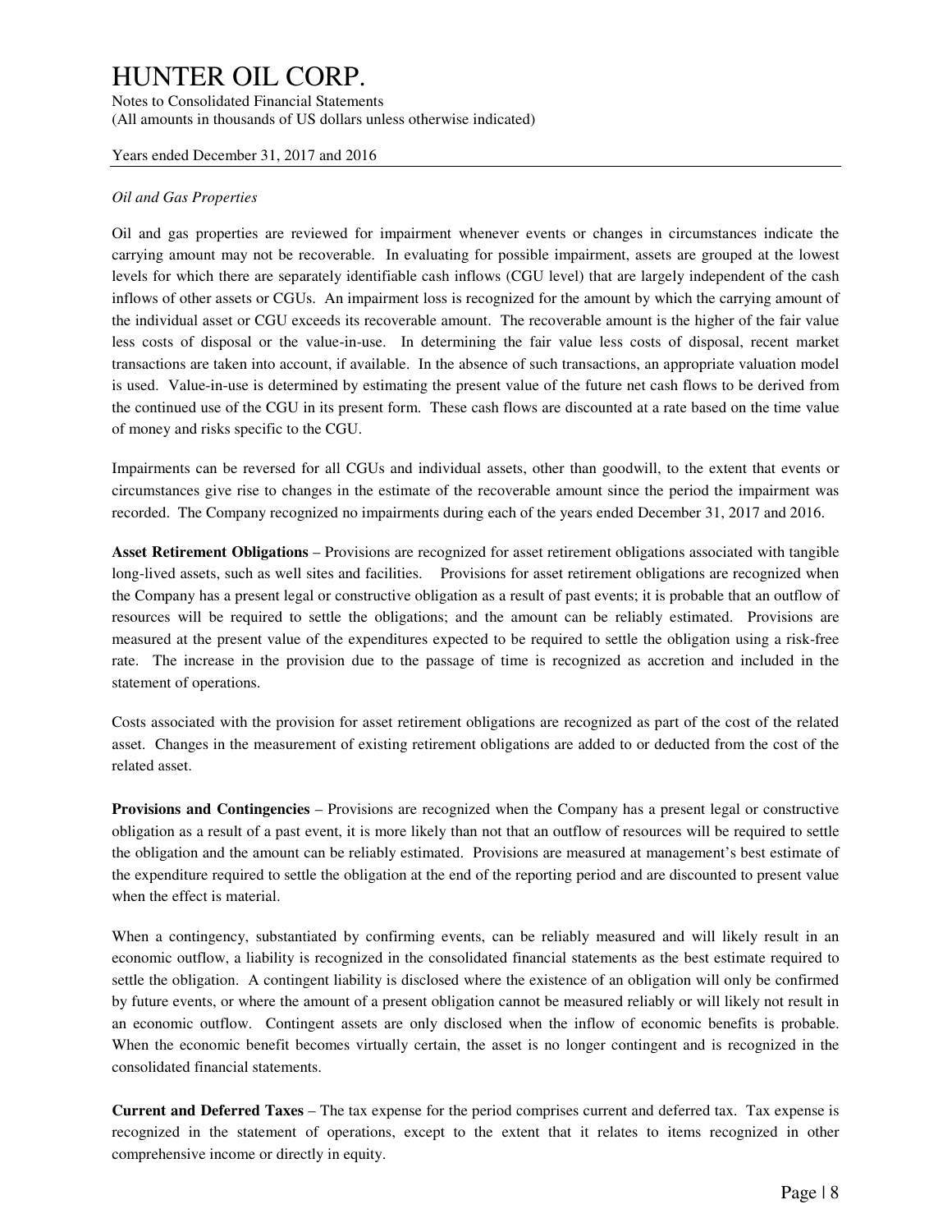*Oil and Gas Properties*

Oil and gas properties are reviewed for impairment whenever events or changes in circumstances indicate the carrying amount may not be recoverable. In evaluating for possible impairment, assets are grouped at the lowest levels for which there are separately identifiable cash inflows (CGU level) that are largely independent of the cash inflows of other assets or CGUs. An impairment loss is recognized for the amount by which the carrying amount of the individual asset or CGU exceeds its recoverable amount. The recoverable amount is the higher of the fair value less costs of disposal or the value-in-use. In determining the fair value less costs of disposal, recent market transactions are taken into account, if available. In the absence of such transactions, an appropriate valuation model is used. Value-in-use is determined by estimating the present value of the future net cash flows to be derived from the continued use of the CGU in its present form. These cash flows are discounted at a rate based on the time value of money and risks specific to the CGU.

Impairments can be reversed for all CGUs and individual assets, other than goodwill, to the extent that events or circumstances give rise to changes in the estimate of the recoverable amount since the period the impairment was recorded. The Company recognized no impairments during each of the years ended December 31, 2017 and 2016.

**Asset Retirement Obligations** – Provisions are recognized for asset retirement obligations associated with tangible long-lived assets, such as well sites and facilities. Provisions for asset retirement obligations are recognized when the Company has a present legal or constructive obligation as a result of past events; it is probable that an outflow of resources will be required to settle the obligations; and the amount can be reliably estimated. Provisions are measured at the present value of the expenditures expected to be required to settle the obligation using a risk-free rate. The increase in the provision due to the passage of time is recognized as accretion and included in the statement of operations.

Costs associated with the provision for asset retirement obligations are recognized as part of the cost of the related asset. Changes in the measurement of existing retirement obligations are added to or deducted from the cost of the related asset.

**Provisions and Contingencies** – Provisions are recognized when the Company has a present legal or constructive obligation as a result of a past event, it is more likely than not that an outflow of resources will be required to settle the obligation and the amount can be reliably estimated. Provisions are measured at management's best estimate of the expenditure required to settle the obligation at the end of the reporting period and are discounted to present value when the effect is material.

When a contingency, substantiated by confirming events, can be reliably measured and will likely result in an economic outflow, a liability is recognized in the consolidated financial statements as the best estimate required to settle the obligation. A contingent liability is disclosed where the existence of an obligation will only be confirmed by future events, or where the amount of a present obligation cannot be measured reliably or will likely not result in an economic outflow. Contingent assets are only disclosed when the inflow of economic benefits is probable. When the economic benefit becomes virtually certain, the asset is no longer contingent and is recognized in the consolidated financial statements.

**Current and Deferred Taxes** – The tax expense for the period comprises current and deferred tax. Tax expense is recognized in the statement of operations, except to the extent that it relates to items recognized in other comprehensive income or directly in equity.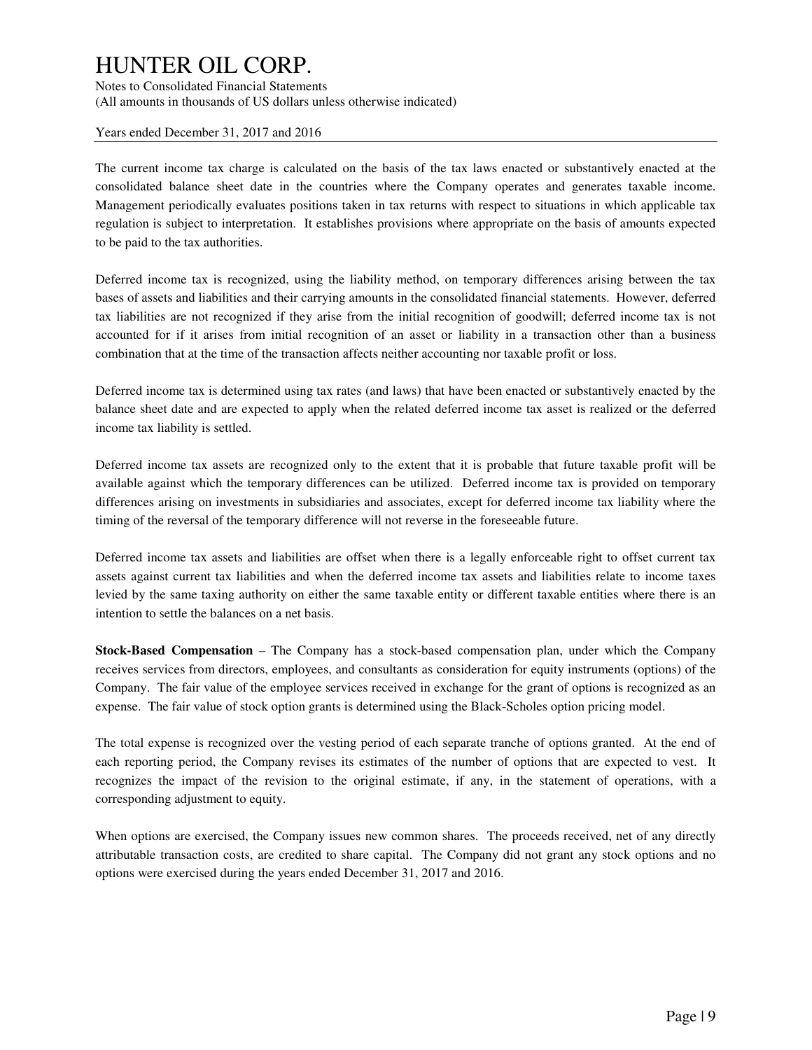The current income tax charge is calculated on the basis of the tax laws enacted or substantively enacted at the consolidated balance sheet date in the countries where the Company operates and generates taxable income. Management periodically evaluates positions taken in tax returns with respect to situations in which applicable tax regulation is subject to interpretation. It establishes provisions where appropriate on the basis of amounts expected to be paid to the tax authorities.

Deferred income tax is recognized, using the liability method, on temporary differences arising between the tax bases of assets and liabilities and their carrying amounts in the consolidated financial statements. However, deferred tax liabilities are not recognized if they arise from the initial recognition of goodwill; deferred income tax is not accounted for if it arises from initial recognition of an asset or liability in a transaction other than a business combination that at the time of the transaction affects neither accounting nor taxable profit or loss.

Deferred income tax is determined using tax rates (and laws) that have been enacted or substantively enacted by the balance sheet date and are expected to apply when the related deferred income tax asset is realized or the deferred income tax liability is settled.

Deferred income tax assets are recognized only to the extent that it is probable that future taxable profit will be available against which the temporary differences can be utilized. Deferred income tax is provided on temporary differences arising on investments in subsidiaries and associates, except for deferred income tax liability where the timing of the reversal of the temporary difference will not reverse in the foreseeable future.

Deferred income tax assets and liabilities are offset when there is a legally enforceable right to offset current tax assets against current tax liabilities and when the deferred income tax assets and liabilities relate to income taxes levied by the same taxing authority on either the same taxable entity or different taxable entities where there is an intention to settle the balances on a net basis.

**Stock-Based Compensation** – The Company has a stock-based compensation plan, under which the Company receives services from directors, employees, and consultants as consideration for equity instruments (options) of the Company. The fair value of the employee services received in exchange for the grant of options is recognized as an expense. The fair value of stock option grants is determined using the Black-Scholes option pricing model.

The total expense is recognized over the vesting period of each separate tranche of options granted. At the end of each reporting period, the Company revises its estimates of the number of options that are expected to vest. It recognizes the impact of the revision to the original estimate, if any, in the statement of operations, with a corresponding adjustment to equity.

When options are exercised, the Company issues new common shares. The proceeds received, net of any directly attributable transaction costs, are credited to share capital. The Company did not grant any stock options and no options were exercised during the years ended December 31, 2017 and 2016.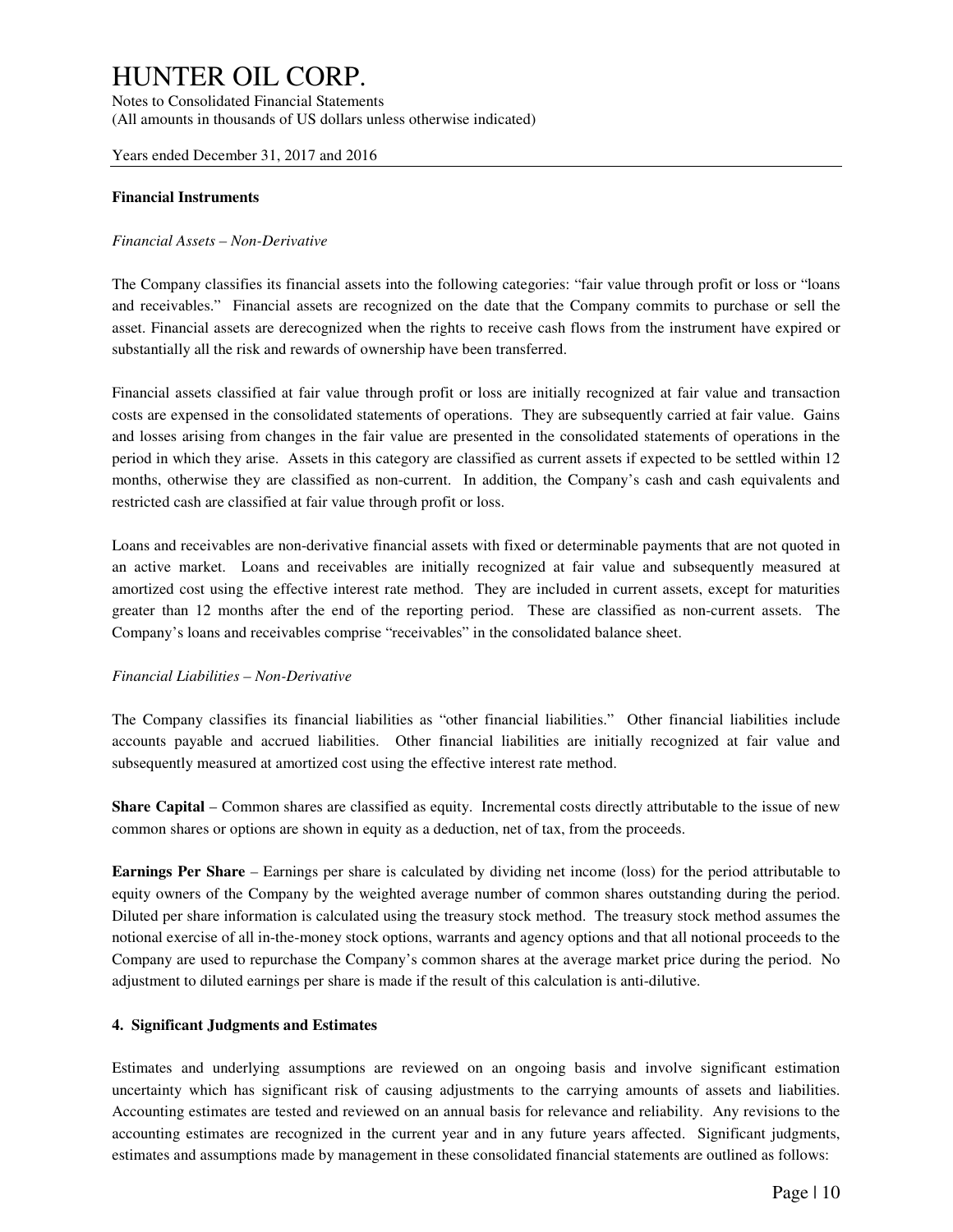**Financial Instruments**

*Financial Assets – Non-Derivative*

The Company classifies its financial assets into the following categories: "fair value through profit or loss or "loans and receivables." Financial assets are recognized on the date that the Company commits to purchase or sell the asset. Financial assets are derecognized when the rights to receive cash flows from the instrument have expired or substantially all the risk and rewards of ownership have been transferred.

Financial assets classified at fair value through profit or loss are initially recognized at fair value and transaction costs are expensed in the consolidated statements of operations. They are subsequently carried at fair value. Gains and losses arising from changes in the fair value are presented in the consolidated statements of operations in the period in which they arise. Assets in this category are classified as current assets if expected to be settled within 12 months, otherwise they are classified as non-current. In addition, the Company's cash and cash equivalents and restricted cash are classified at fair value through profit or loss.

Loans and receivables are non-derivative financial assets with fixed or determinable payments that are not quoted in an active market. Loans and receivables are initially recognized at fair value and subsequently measured at amortized cost using the effective interest rate method. They are included in current assets, except for maturities greater than 12 months after the end of the reporting period. These are classified as non-current assets. The Company's loans and receivables comprise "receivables" in the consolidated balance sheet.

*Financial Liabilities – Non-Derivative*

The Company classifies its financial liabilities as "other financial liabilities." Other financial liabilities include accounts payable and accrued liabilities. Other financial liabilities are initially recognized at fair value and subsequently measured at amortized cost using the effective interest rate method.

**Share Capital** – Common shares are classified as equity. Incremental costs directly attributable to the issue of new common shares or options are shown in equity as a deduction, net of tax, from the proceeds.

**Earnings Per Share** – Earnings per share is calculated by dividing net income (loss) for the period attributable to equity owners of the Company by the weighted average number of common shares outstanding during the period. Diluted per share information is calculated using the treasury stock method. The treasury stock method assumes the notional exercise of all in-the-money stock options, warrants and agency options and that all notional proceeds to the Company are used to repurchase the Company's common shares at the average market price during the period. No adjustment to diluted earnings per share is made if the result of this calculation is anti-dilutive.

## 4. Significant Judgments and Estimates

Estimates and underlying assumptions are reviewed on an ongoing basis and involve significant estimation uncertainty which has significant risk of causing adjustments to the carrying amounts of assets and liabilities. Accounting estimates are tested and reviewed on an annual basis for relevance and reliability. Any revisions to the accounting estimates are recognized in the current year and in any future years affected. Significant judgments, estimates and assumptions made by management in these consolidated financial statements are outlined as follows: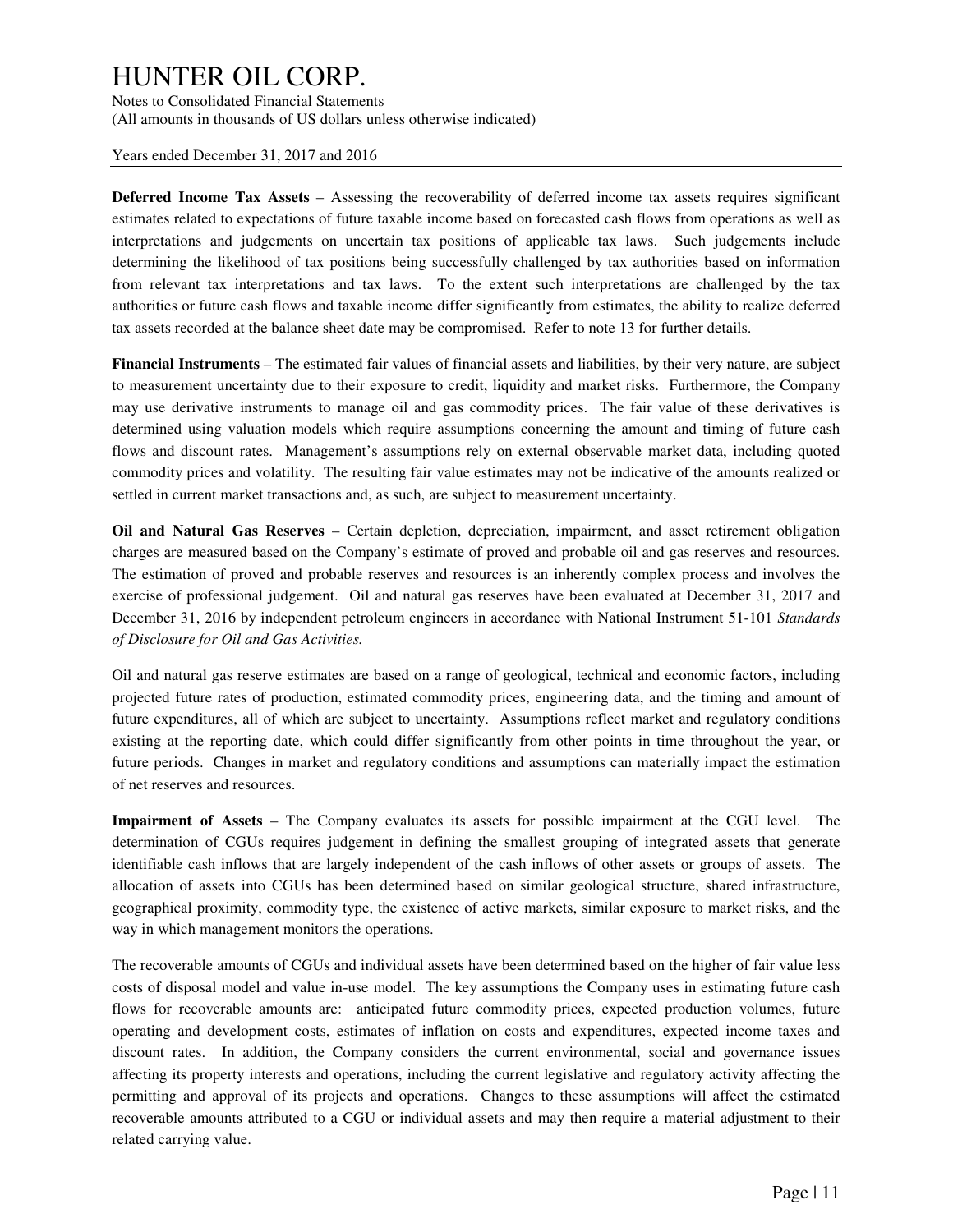**Deferred Income Tax Assets** – Assessing the recoverability of deferred income tax assets requires significant estimates related to expectations of future taxable income based on forecasted cash flows from operations as well as interpretations and judgements on uncertain tax positions of applicable tax laws. Such judgements include determining the likelihood of tax positions being successfully challenged by tax authorities based on information from relevant tax interpretations and tax laws. To the extent such interpretations are challenged by the tax authorities or future cash flows and taxable income differ significantly from estimates, the ability to realize deferred tax assets recorded at the balance sheet date may be compromised. Refer to note 13 for further details.

**Financial Instruments** – The estimated fair values of financial assets and liabilities, by their very nature, are subject to measurement uncertainty due to their exposure to credit, liquidity and market risks. Furthermore, the Company may use derivative instruments to manage oil and gas commodity prices. The fair value of these derivatives is determined using valuation models which require assumptions concerning the amount and timing of future cash flows and discount rates. Management's assumptions rely on external observable market data, including quoted commodity prices and volatility. The resulting fair value estimates may not be indicative of the amounts realized or settled in current market transactions and, as such, are subject to measurement uncertainty.

**Oil and Natural Gas Reserves** – Certain depletion, depreciation, impairment, and asset retirement obligation charges are measured based on the Company's estimate of proved and probable oil and gas reserves and resources. The estimation of proved and probable reserves and resources is an inherently complex process and involves the exercise of professional judgement. Oil and natural gas reserves have been evaluated at December 31, 2017 and December 31, 2016 by independent petroleum engineers in accordance with National Instrument 51-101 *Standards of Disclosure for Oil and Gas Activities.*

Oil and natural gas reserve estimates are based on a range of geological, technical and economic factors, including projected future rates of production, estimated commodity prices, engineering data, and the timing and amount of future expenditures, all of which are subject to uncertainty. Assumptions reflect market and regulatory conditions existing at the reporting date, which could differ significantly from other points in time throughout the year, or future periods. Changes in market and regulatory conditions and assumptions can materially impact the estimation of net reserves and resources.

**Impairment of Assets** – The Company evaluates its assets for possible impairment at the CGU level. The determination of CGUs requires judgement in defining the smallest grouping of integrated assets that generate identifiable cash inflows that are largely independent of the cash inflows of other assets or groups of assets. The allocation of assets into CGUs has been determined based on similar geological structure, shared infrastructure, geographical proximity, commodity type, the existence of active markets, similar exposure to market risks, and the way in which management monitors the operations.

The recoverable amounts of CGUs and individual assets have been determined based on the higher of fair value less costs of disposal model and value in-use model. The key assumptions the Company uses in estimating future cash flows for recoverable amounts are: anticipated future commodity prices, expected production volumes, future operating and development costs, estimates of inflation on costs and expenditures, expected income taxes and discount rates. In addition, the Company considers the current environmental, social and governance issues affecting its property interests and operations, including the current legislative and regulatory activity affecting the permitting and approval of its projects and operations. Changes to these assumptions will affect the estimated recoverable amounts attributed to a CGU or individual assets and may then require a material adjustment to their related carrying value.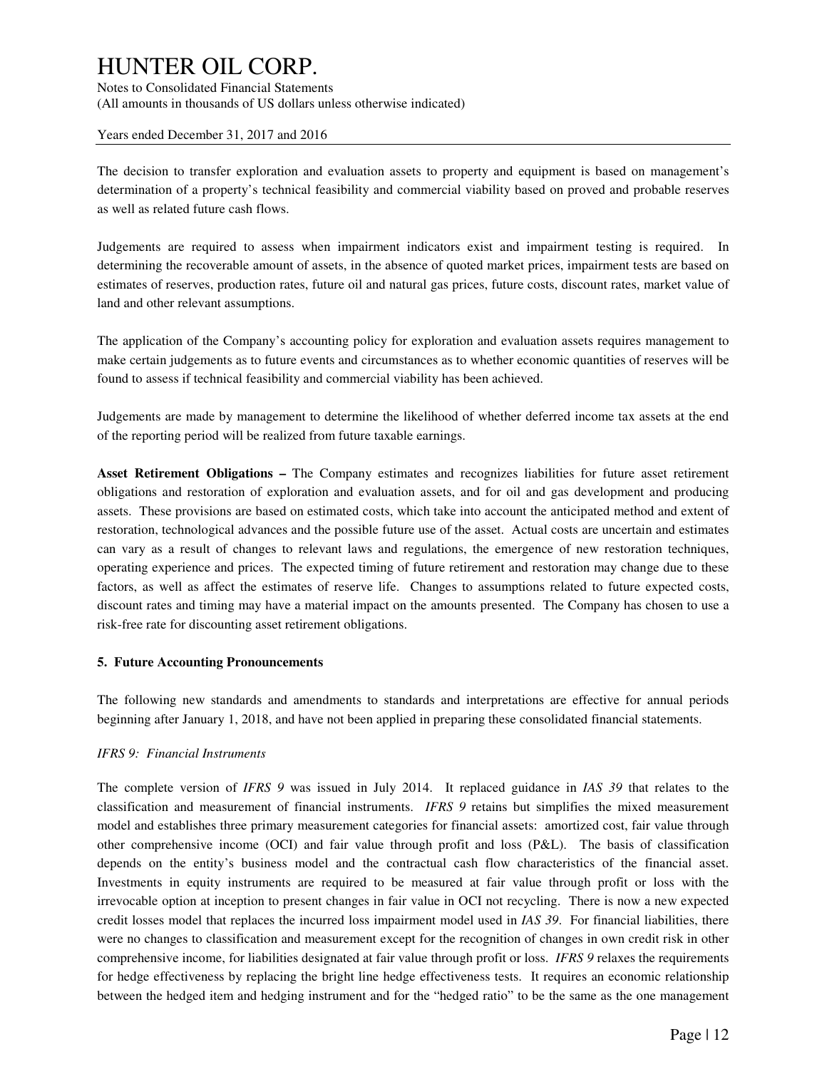The decision to transfer exploration and evaluation assets to property and equipment is based on management's determination of a property's technical feasibility and commercial viability based on proved and probable reserves as well as related future cash flows.

Judgements are required to assess when impairment indicators exist and impairment testing is required. In determining the recoverable amount of assets, in the absence of quoted market prices, impairment tests are based on estimates of reserves, production rates, future oil and natural gas prices, future costs, discount rates, market value of land and other relevant assumptions.

The application of the Company's accounting policy for exploration and evaluation assets requires management to make certain judgements as to future events and circumstances as to whether economic quantities of reserves will be found to assess if technical feasibility and commercial viability has been achieved.

Judgements are made by management to determine the likelihood of whether deferred income tax assets at the end of the reporting period will be realized from future taxable earnings.

**Asset Retirement Obligations –** The Company estimates and recognizes liabilities for future asset retirement obligations and restoration of exploration and evaluation assets, and for oil and gas development and producing assets. These provisions are based on estimated costs, which take into account the anticipated method and extent of restoration, technological advances and the possible future use of the asset. Actual costs are uncertain and estimates can vary as a result of changes to relevant laws and regulations, the emergence of new restoration techniques, operating experience and prices. The expected timing of future retirement and restoration may change due to these factors, as well as affect the estimates of reserve life. Changes to assumptions related to future expected costs, discount rates and timing may have a material impact on the amounts presented. The Company has chosen to use a risk-free rate for discounting asset retirement obligations.

## 5. Future Accounting Pronouncements

The following new standards and amendments to standards and interpretations are effective for annual periods beginning after January 1, 2018, and have not been applied in preparing these consolidated financial statements.

*IFRS 9: Financial Instruments*

The complete version of *IFRS 9* was issued in July 2014. It replaced guidance in *IAS 39* that relates to the classification and measurement of financial instruments. *IFRS 9* retains but simplifies the mixed measurement model and establishes three primary measurement categories for financial assets: amortized cost, fair value through other comprehensive income (OCI) and fair value through profit and loss (P&L). The basis of classification depends on the entity's business model and the contractual cash flow characteristics of the financial asset. Investments in equity instruments are required to be measured at fair value through profit or loss with the irrevocable option at inception to present changes in fair value in OCI not recycling. There is now a new expected credit losses model that replaces the incurred loss impairment model used in *IAS 39*. For financial liabilities, there were no changes to classification and measurement except for the recognition of changes in own credit risk in other comprehensive income, for liabilities designated at fair value through profit or loss. *IFRS 9* relaxes the requirements for hedge effectiveness by replacing the bright line hedge effectiveness tests. It requires an economic relationship between the hedged item and hedging instrument and for the "hedged ratio" to be the same as the one management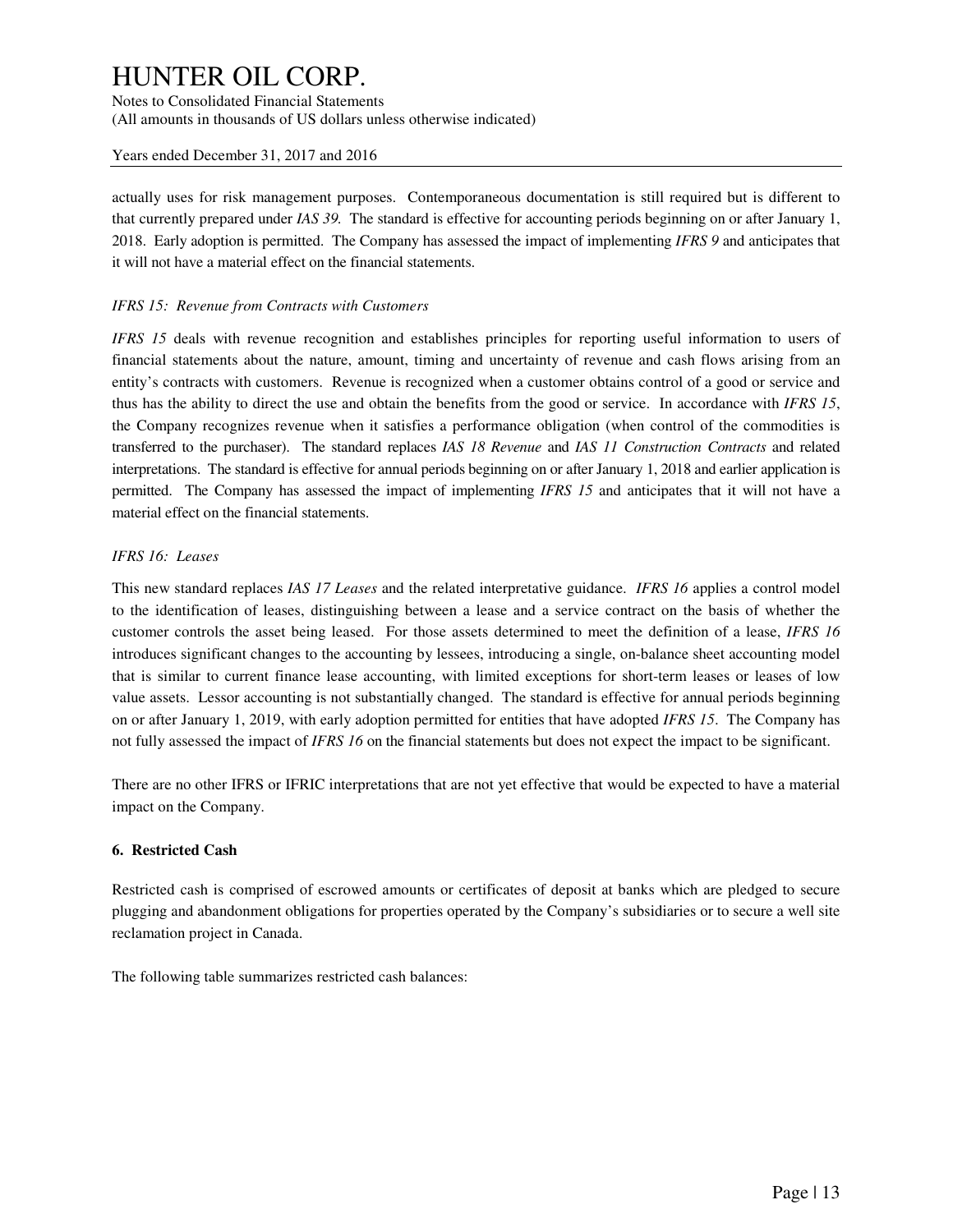actually uses for risk management purposes. Contemporaneous documentation is still required but is different to that currently prepared under *IAS 39*. The standard is effective for accounting periods beginning on or after January 1, 2018. Early adoption is permitted. The Company has assessed the impact of implementing *IFRS 9* and anticipates that it will not have a material effect on the financial statements.

*IFRS 15: Revenue from Contracts with Customers*

*IFRS 15* deals with revenue recognition and establishes principles for reporting useful information to users of financial statements about the nature, amount, timing and uncertainty of revenue and cash flows arising from an entity's contracts with customers. Revenue is recognized when a customer obtains control of a good or service and thus has the ability to direct the use and obtain the benefits from the good or service. In accordance with *IFRS 15*, the Company recognizes revenue when it satisfies a performance obligation (when control of the commodities is transferred to the purchaser). The standard replaces *IAS 18 Revenue* and *IAS 11 Construction Contracts* and related interpretations. The standard is effective for annual periods beginning on or after January 1, 2018 and earlier application is permitted. The Company has assessed the impact of implementing *IFRS 15* and anticipates that it will not have a material effect on the financial statements.

*IFRS 16: Leases*

This new standard replaces *IAS 17 Leases* and the related interpretative guidance. *IFRS 16* applies a control model to the identification of leases, distinguishing between a lease and a service contract on the basis of whether the customer controls the asset being leased. For those assets determined to meet the definition of a lease, *IFRS 16* introduces significant changes to the accounting by lessees, introducing a single, on-balance sheet accounting model that is similar to current finance lease accounting, with limited exceptions for short-term leases or leases of low value assets. Lessor accounting is not substantially changed. The standard is effective for annual periods beginning on or after January 1, 2019, with early adoption permitted for entities that have adopted *IFRS 15*. The Company has not fully assessed the impact of *IFRS 16* on the financial statements but does not expect the impact to be significant.

There are no other IFRS or IFRIC interpretations that are not yet effective that would be expected to have a material impact on the Company.

**6. Restricted Cash**

Restricted cash is comprised of escrowed amounts or certificates of deposit at banks which are pledged to secure plugging and abandonment obligations for properties operated by the Company's subsidiaries or to secure a well site reclamation project in Canada.

The following table summarizes restricted cash balances: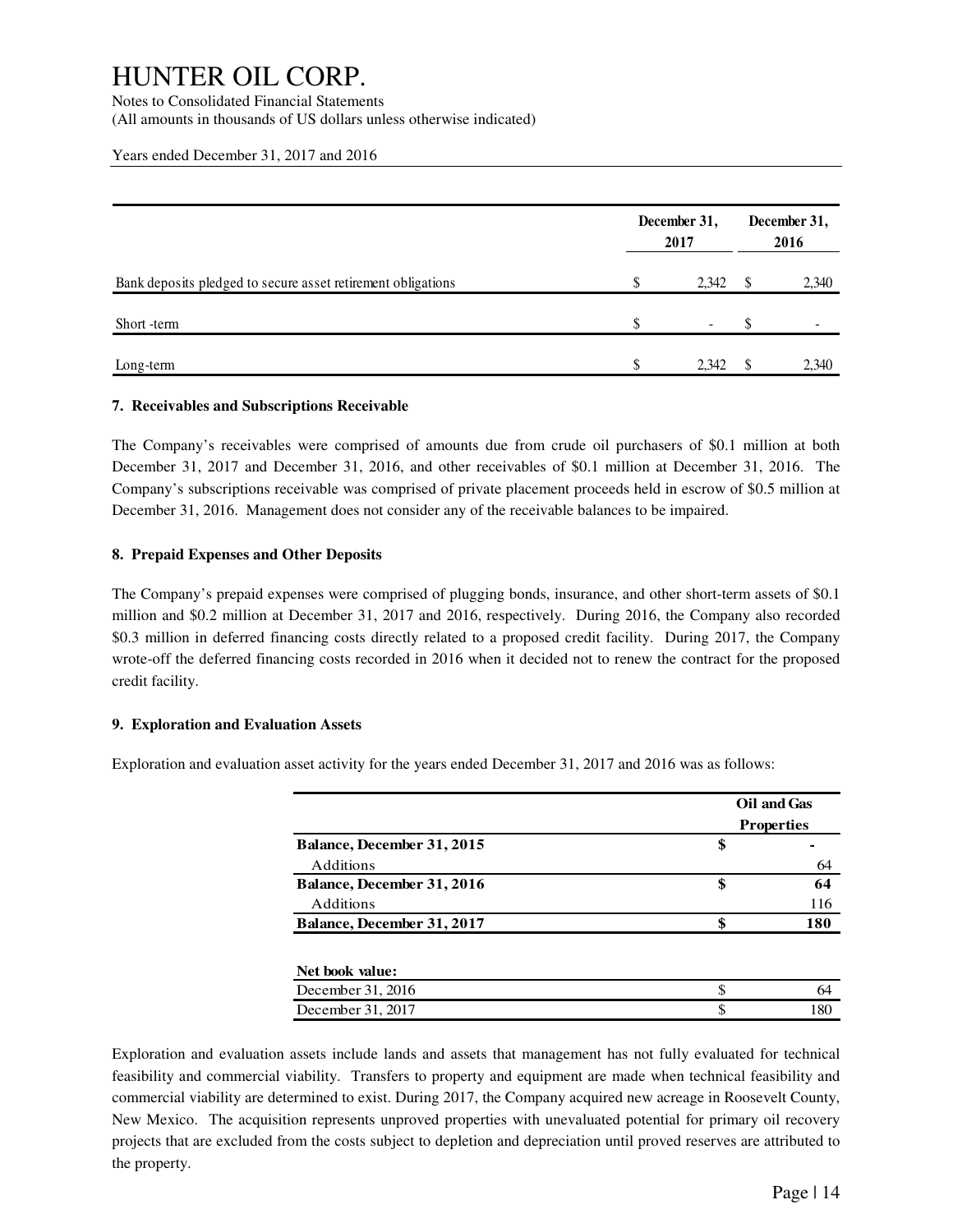| | December 31, 2017 | December 31, 2016 |
|---|---|---|
| Bank deposits pledged to secure asset retirement obligations | $ 2,342 | $ 2,340 |
| Short -term | $ - | $ - |
| Long-term | $ 2,342 | $ 2,340 |

**7. Receivables and Subscriptions Receivable**

The Company's receivables were comprised of amounts due from crude oil purchasers of $0.1 million at both December 31, 2017 and December 31, 2016, and other receivables of $0.1 million at December 31, 2016. The Company's subscriptions receivable was comprised of private placement proceeds held in escrow of $0.5 million at December 31, 2016. Management does not consider any of the receivable balances to be impaired.

**8. Prepaid Expenses and Other Deposits**

The Company's prepaid expenses were comprised of plugging bonds, insurance, and other short-term assets of $0.1 million and $0.2 million at December 31, 2017 and 2016, respectively. During 2016, the Company also recorded $0.3 million in deferred financing costs directly related to a proposed credit facility. During 2017, the Company wrote-off the deferred financing costs recorded in 2016 when it decided not to renew the contract for the proposed credit facility.

**9. Exploration and Evaluation Assets**

Exploration and evaluation asset activity for the years ended December 31, 2017 and 2016 was as follows:

| | Oil and Gas Properties |
|---|---|
| **Balance, December 31, 2015** | **$ -** |
| Additions | 64 |
| **Balance, December 31, 2016** | **$ 64** |
| Additions | 116 |
| **Balance, December 31, 2017** | **$ 180** |
| | |
| **Net book value:** | |
| December 31, 2016 | $ 64 |
| December 31, 2017 | $ 180 |

Exploration and evaluation assets include lands and assets that management has not fully evaluated for technical feasibility and commercial viability. Transfers to property and equipment are made when technical feasibility and commercial viability are determined to exist. During 2017, the Company acquired new acreage in Roosevelt County, New Mexico. The acquisition represents unproved properties with unevaluated potential for primary oil recovery projects that are excluded from the costs subject to depletion and depreciation until proved reserves are attributed to the property.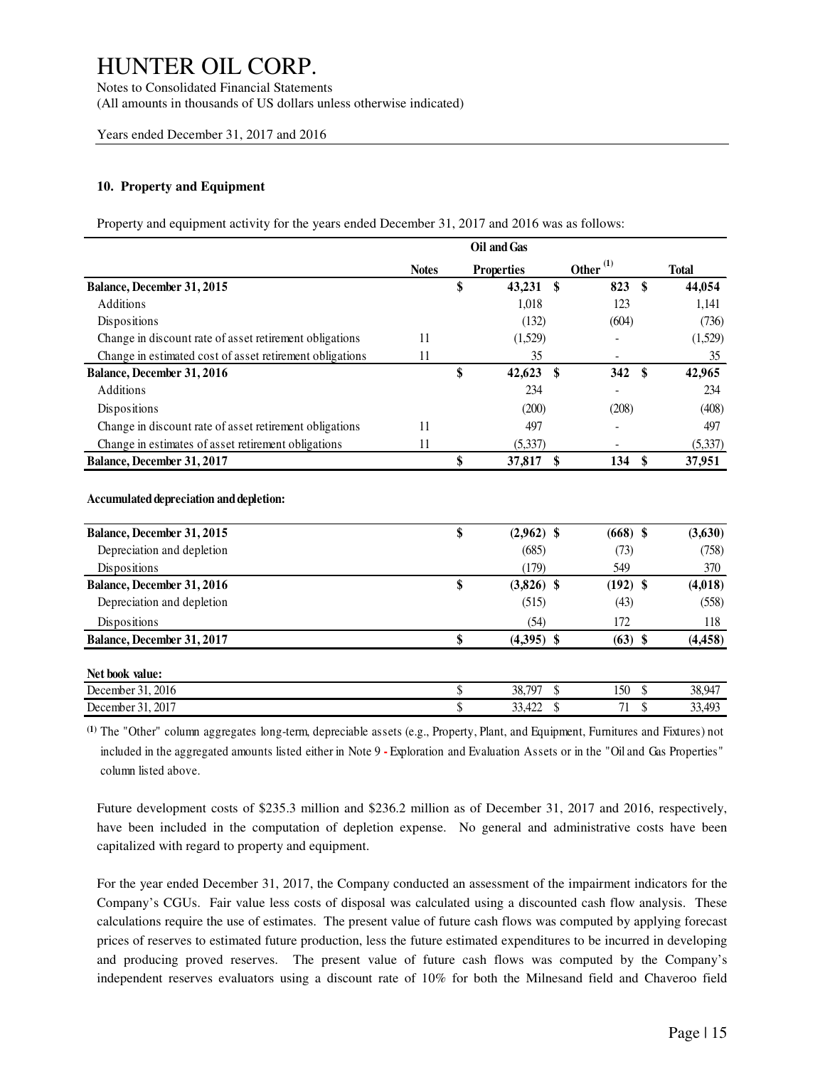## 10. Property and Equipment

Property and equipment activity for the years ended December 31, 2017 and 2016 was as follows:

| | Notes | Oil and Gas Properties | Other [(1)] | Total |
|---|---|---|---|---|
| **Balance, December 31, 2015** | | **$ 43,231** | **$ 823** | **$ 44,054** |
| Additions | | 1,018 | 123 | 1,141 |
| Dispositions | | (132) | (604) | (736) |
| Change in discount rate of asset retirement obligations | 11 | (1,529) | - | (1,529) |
| Change in estimated cost of asset retirement obligations | 11 | 35 | - | 35 |
| **Balance, December 31, 2016** | | **$ 42,623** | **$ 342** | **$ 42,965** |
| Additions | | 234 | - | 234 |
| Dispositions | | (200) | (208) | (408) |
| Change in discount rate of asset retirement obligations | 11 | 497 | - | 497 |
| Change in estimates of asset retirement obligations | 11 | (5,337) | - | (5,337) |
| **Balance, December 31, 2017** | | **$ 37,817** | **$ 134** | **$ 37,951** |
| | | | | |
| **Accumulated depreciation and depletion:** | | | | |
| **Balance, December 31, 2015** | | **$ (2,962)** | **$ (668)** | **$ (3,630)** |
| Depreciation and depletion | | (685) | (73) | (758) |
| Dispositions | | (179) | 549 | 370 |
| **Balance, December 31, 2016** | | **$ (3,826)** | **$ (192)** | **$ (4,018)** |
| Depreciation and depletion | | (515) | (43) | (558) |
| Dispositions | | (54) | 172 | 118 |
| **Balance, December 31, 2017** | | **$ (4,395)** | **$ (63)** | **$ (4,458)** |
| | | | | |
| **Net book value:** | | | | |
| December 31, 2016 | | $ 38,797 | $ 150 | $ 38,947 |
| December 31, 2017 | | $ 33,422 | $ 71 | $ 33,493 |

[(1)] The "Other" column aggregates long-term, depreciable assets (e.g., Property, Plant, and Equipment, Furnitures and Fixtures) not included in the aggregated amounts listed either in Note 9 - Exploration and Evaluation Assets or in the "Oil and Gas Properties" column listed above.

Future development costs of $235.3 million and $236.2 million as of December 31, 2017 and 2016, respectively, have been included in the computation of depletion expense. No general and administrative costs have been capitalized with regard to property and equipment.

For the year ended December 31, 2017, the Company conducted an assessment of the impairment indicators for the Company's CGUs. Fair value less costs of disposal was calculated using a discounted cash flow analysis. These calculations require the use of estimates. The present value of future cash flows was computed by applying forecast prices of reserves to estimated future production, less the future estimated expenditures to be incurred in developing and producing proved reserves. The present value of future cash flows was computed by the Company's independent reserves evaluators using a discount rate of 10% for both the Milnesand field and Chaveroo field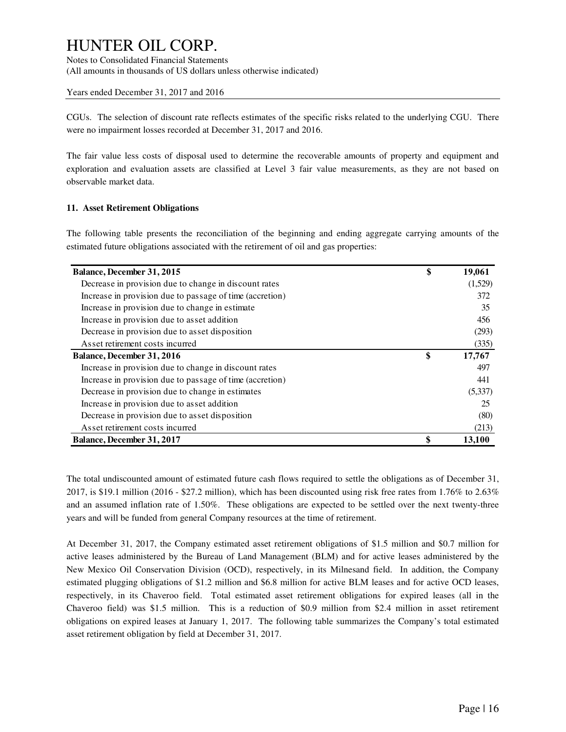CGUs. The selection of discount rate reflects estimates of the specific risks related to the underlying CGU. There were no impairment losses recorded at December 31, 2017 and 2016.

The fair value less costs of disposal used to determine the recoverable amounts of property and equipment and exploration and evaluation assets are classified at Level 3 fair value measurements, as they are not based on observable market data.

**11. Asset Retirement Obligations**

The following table presents the reconciliation of the beginning and ending aggregate carrying amounts of the estimated future obligations associated with the retirement of oil and gas properties:

| | | |
|---|---|---|
| **Balance, December 31, 2015** | **$** | **19,061** |
| Decrease in provision due to change in discount rates | | (1,529) |
| Increase in provision due to passage of time (accretion) | | 372 |
| Increase in provision due to change in estimate | | 35 |
| Increase in provision due to asset addition | | 456 |
| Decrease in provision due to asset disposition | | (293) |
| Asset retirement costs incurred | | (335) |
| **Balance, December 31, 2016** | **$** | **17,767** |
| Increase in provision due to change in discount rates | | 497 |
| Increase in provision due to passage of time (accretion) | | 441 |
| Decrease in provision due to change in estimates | | (5,337) |
| Increase in provision due to asset addition | | 25 |
| Decrease in provision due to asset disposition | | (80) |
| Asset retirement costs incurred | | (213) |
| **Balance, December 31, 2017** | **$** | **13,100** |

The total undiscounted amount of estimated future cash flows required to settle the obligations as of December 31, 2017, is $19.1 million (2016 - $27.2 million), which has been discounted using risk free rates from 1.76% to 2.63% and an assumed inflation rate of 1.50%. These obligations are expected to be settled over the next twenty-three years and will be funded from general Company resources at the time of retirement.

At December 31, 2017, the Company estimated asset retirement obligations of $1.5 million and $0.7 million for active leases administered by the Bureau of Land Management (BLM) and for active leases administered by the New Mexico Oil Conservation Division (OCD), respectively, in its Milnesand field. In addition, the Company estimated plugging obligations of $1.2 million and $6.8 million for active BLM leases and for active OCD leases, respectively, in its Chaveroo field. Total estimated asset retirement obligations for expired leases (all in the Chaveroo field) was $1.5 million. This is a reduction of $0.9 million from $2.4 million in asset retirement obligations on expired leases at January 1, 2017. The following table summarizes the Company's total estimated asset retirement obligation by field at December 31, 2017.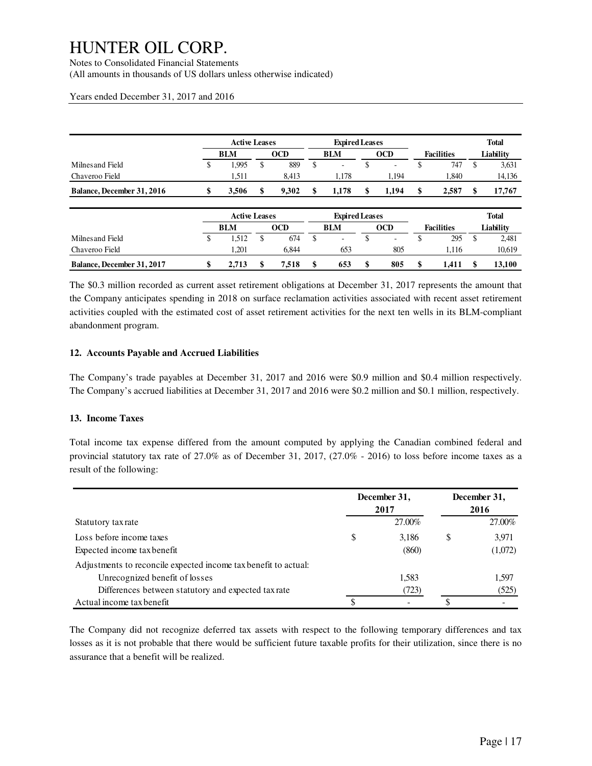|  | Active Leases |  | Expired Leases |  |  | Total |
|---|---|---|---|---|---|---|
|  | BLM | OCD | BLM | OCD | Facilities | Liability |
| Milnesand Field | $ 1,995 | $ 889 | $ - | $ - | $ 747 | $ 3,631 |
| Chaveroo Field | 1,511 | 8,413 | 1,178 | 1,194 | 1,840 | 14,136 |
| **Balance, December 31, 2016** | **$ 3,506** | **$ 9,302** | **$ 1,178** | **$ 1,194** | **$ 2,587** | **$ 17,767** |

|  | Active Leases |  | Expired Leases |  |  | Total |
|---|---|---|---|---|---|---|
|  | BLM | OCD | BLM | OCD | Facilities | Liability |
| Milnesand Field | $ 1,512 | $ 674 | $ - | $ - | $ 295 | $ 2,481 |
| Chaveroo Field | 1,201 | 6,844 | 653 | 805 | 1,116 | 10,619 |
| **Balance, December 31, 2017** | **$ 2,713** | **$ 7,518** | **$ 653** | **$ 805** | **$ 1,411** | **$ 13,100** |

The $0.3 million recorded as current asset retirement obligations at December 31, 2017 represents the amount that the Company anticipates spending in 2018 on surface reclamation activities associated with recent asset retirement activities coupled with the estimated cost of asset retirement activities for the next ten wells in its BLM-compliant abandonment program.

### 12. Accounts Payable and Accrued Liabilities

The Company's trade payables at December 31, 2017 and 2016 were $0.9 million and $0.4 million respectively. The Company's accrued liabilities at December 31, 2017 and 2016 were $0.2 million and $0.1 million, respectively.

### 13. Income Taxes

Total income tax expense differed from the amount computed by applying the Canadian combined federal and provincial statutory tax rate of 27.0% as of December 31, 2017, (27.0% - 2016) to loss before income taxes as a result of the following:

|  | December 31, 2017 | December 31, 2016 |
|---|---|---|
| Statutory tax rate | 27.00% | 27.00% |
| Loss before income taxes | $ 3,186 | $ 3,971 |
| Expected income tax benefit | (860) | (1,072) |
| Adjustments to reconcile expected income tax benefit to actual: |  |  |
| Unrecognized benefit of losses | 1,583 | 1,597 |
| Differences between statutory and expected tax rate | (723) | (525) |
| Actual income tax benefit | $ - | $ - |

The Company did not recognize deferred tax assets with respect to the following temporary differences and tax losses as it is not probable that there would be sufficient future taxable profits for their utilization, since there is no assurance that a benefit will be realized.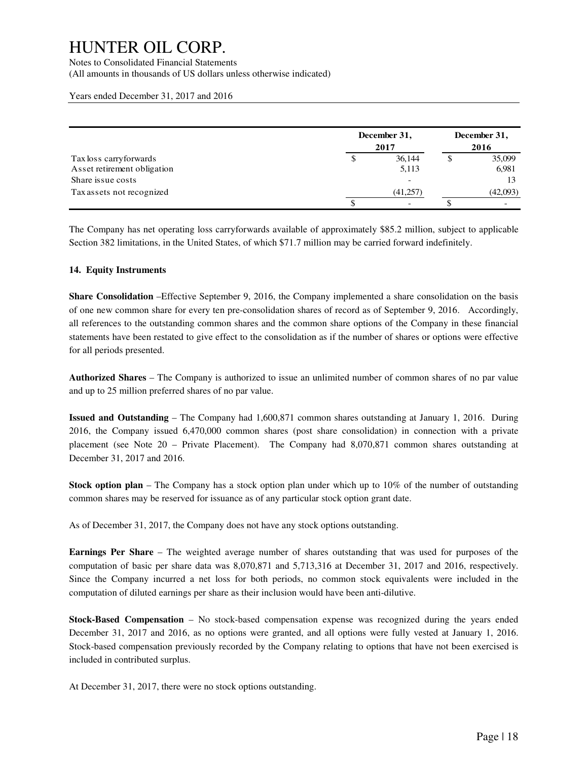| | December 31, 2017 | December 31, 2016 |
|---|---|---|
| Tax loss carryforwards | $ 36,144 | $ 35,099 |
| Asset retirement obligation | 5,113 | 6,981 |
| Share issue costs | - | 13 |
| Tax assets not recognized | (41,257) | (42,093) |
| | $ - | $ - |

The Company has net operating loss carryforwards available of approximately $85.2 million, subject to applicable Section 382 limitations, in the United States, of which $71.7 million may be carried forward indefinitely.

**14. Equity Instruments**

**Share Consolidation** –Effective September 9, 2016, the Company implemented a share consolidation on the basis of one new common share for every ten pre-consolidation shares of record as of September 9, 2016. Accordingly, all references to the outstanding common shares and the common share options of the Company in these financial statements have been restated to give effect to the consolidation as if the number of shares or options were effective for all periods presented.

**Authorized Shares** – The Company is authorized to issue an unlimited number of common shares of no par value and up to 25 million preferred shares of no par value.

**Issued and Outstanding** – The Company had 1,600,871 common shares outstanding at January 1, 2016. During 2016, the Company issued 6,470,000 common shares (post share consolidation) in connection with a private placement (see Note 20 – Private Placement). The Company had 8,070,871 common shares outstanding at December 31, 2017 and 2016.

**Stock option plan** – The Company has a stock option plan under which up to 10% of the number of outstanding common shares may be reserved for issuance as of any particular stock option grant date.

As of December 31, 2017, the Company does not have any stock options outstanding.

**Earnings Per Share** – The weighted average number of shares outstanding that was used for purposes of the computation of basic per share data was 8,070,871 and 5,713,316 at December 31, 2017 and 2016, respectively. Since the Company incurred a net loss for both periods, no common stock equivalents were included in the computation of diluted earnings per share as their inclusion would have been anti-dilutive.

**Stock-Based Compensation** – No stock-based compensation expense was recognized during the years ended December 31, 2017 and 2016, as no options were granted, and all options were fully vested at January 1, 2016. Stock-based compensation previously recorded by the Company relating to options that have not been exercised is included in contributed surplus.

At December 31, 2017, there were no stock options outstanding.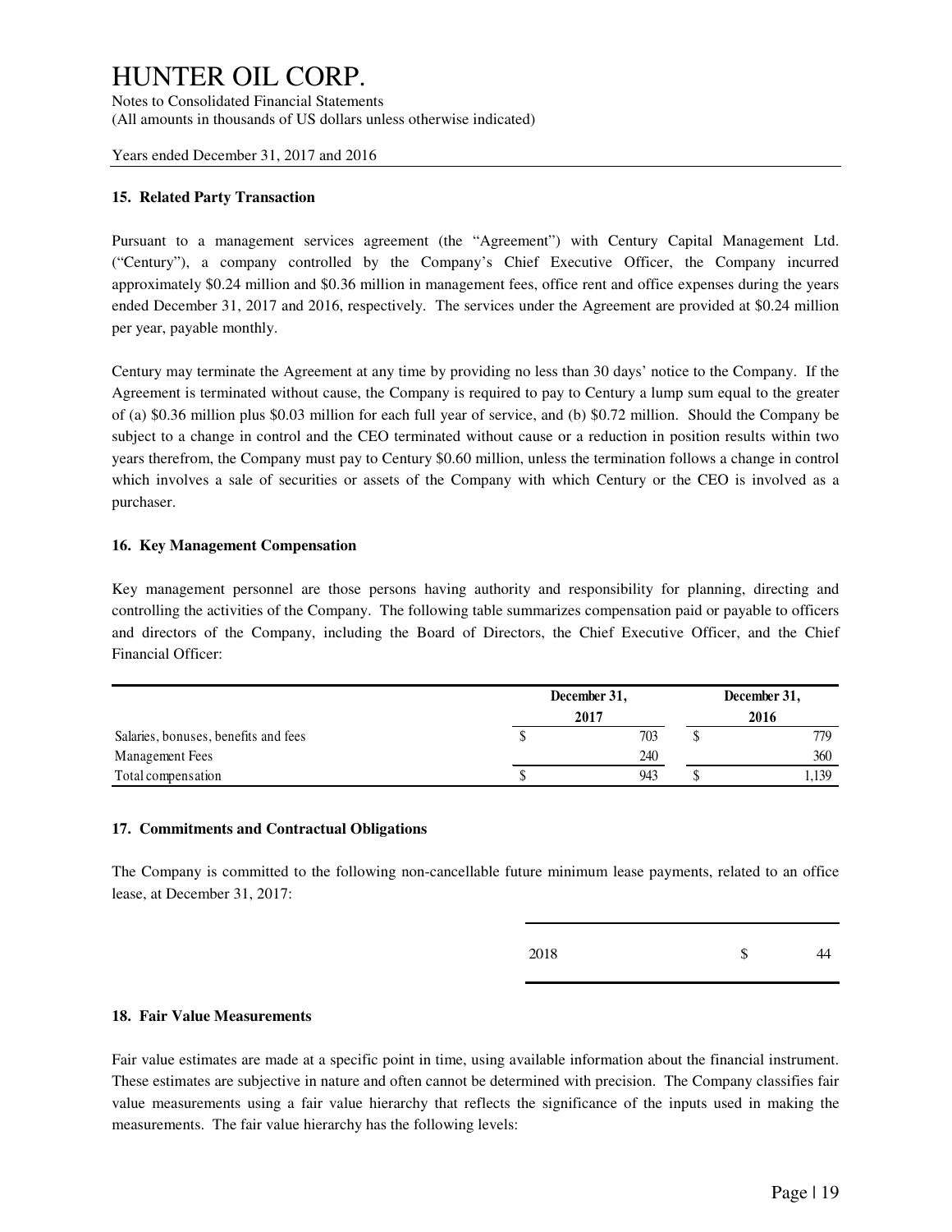# HUNTER OIL CORP.

Notes to Consolidated Financial Statements
(All amounts in thousands of US dollars unless otherwise indicated)

Years ended December 31, 2017 and 2016

**15. Related Party Transaction**

Pursuant to a management services agreement (the "Agreement") with Century Capital Management Ltd. ("Century"), a company controlled by the Company's Chief Executive Officer, the Company incurred approximately $0.24 million and $0.36 million in management fees, office rent and office expenses during the years ended December 31, 2017 and 2016, respectively. The services under the Agreement are provided at $0.24 million per year, payable monthly.

Century may terminate the Agreement at any time by providing no less than 30 days' notice to the Company. If the Agreement is terminated without cause, the Company is required to pay to Century a lump sum equal to the greater of (a) $0.36 million plus $0.03 million for each full year of service, and (b) $0.72 million. Should the Company be subject to a change in control and the CEO terminated without cause or a reduction in position results within two years therefrom, the Company must pay to Century $0.60 million, unless the termination follows a change in control which involves a sale of securities or assets of the Company with which Century or the CEO is involved as a purchaser.

**16. Key Management Compensation**

Key management personnel are those persons having authority and responsibility for planning, directing and controlling the activities of the Company. The following table summarizes compensation paid or payable to officers and directors of the Company, including the Board of Directors, the Chief Executive Officer, and the Chief Financial Officer:

| | December 31, 2017 | December 31, 2016 |
|---|---|---|
| Salaries, bonuses, benefits and fees | $ 703 | $ 779 |
| Management Fees | 240 | 360 |
| Total compensation | $ 943 | $ 1,139 |

**17. Commitments and Contractual Obligations**

The Company is committed to the following non-cancellable future minimum lease payments, related to an office lease, at December 31, 2017:

| | |
|---|---|
| 2018 | $ 44 |

**18. Fair Value Measurements**

Fair value estimates are made at a specific point in time, using available information about the financial instrument. These estimates are subjective in nature and often cannot be determined with precision. The Company classifies fair value measurements using a fair value hierarchy that reflects the significance of the inputs used in making the measurements. The fair value hierarchy has the following levels: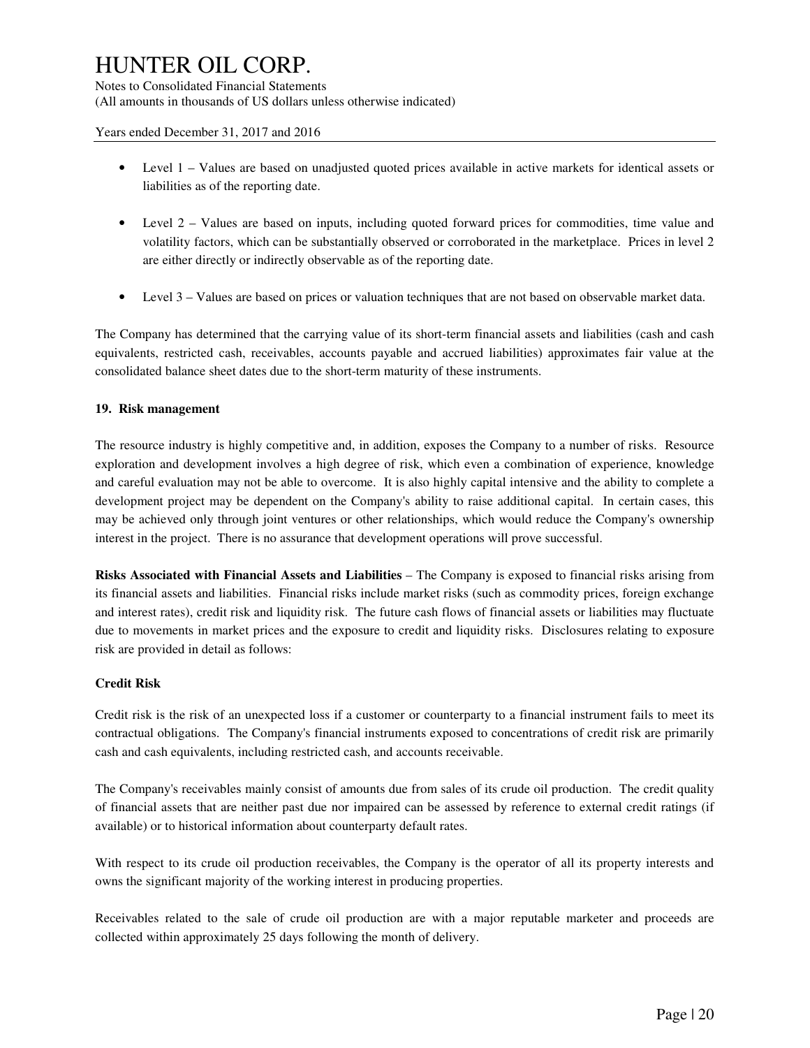- Level 1 – Values are based on unadjusted quoted prices available in active markets for identical assets or liabilities as of the reporting date.

- Level 2 – Values are based on inputs, including quoted forward prices for commodities, time value and volatility factors, which can be substantially observed or corroborated in the marketplace. Prices in level 2 are either directly or indirectly observable as of the reporting date.

- Level 3 – Values are based on prices or valuation techniques that are not based on observable market data.

The Company has determined that the carrying value of its short-term financial assets and liabilities (cash and cash equivalents, restricted cash, receivables, accounts payable and accrued liabilities) approximates fair value at the consolidated balance sheet dates due to the short-term maturity of these instruments.

**19. Risk management**

The resource industry is highly competitive and, in addition, exposes the Company to a number of risks. Resource exploration and development involves a high degree of risk, which even a combination of experience, knowledge and careful evaluation may not be able to overcome. It is also highly capital intensive and the ability to complete a development project may be dependent on the Company's ability to raise additional capital. In certain cases, this may be achieved only through joint ventures or other relationships, which would reduce the Company's ownership interest in the project. There is no assurance that development operations will prove successful.

**Risks Associated with Financial Assets and Liabilities** – The Company is exposed to financial risks arising from its financial assets and liabilities. Financial risks include market risks (such as commodity prices, foreign exchange and interest rates), credit risk and liquidity risk. The future cash flows of financial assets or liabilities may fluctuate due to movements in market prices and the exposure to credit and liquidity risks. Disclosures relating to exposure risk are provided in detail as follows:

**Credit Risk**

Credit risk is the risk of an unexpected loss if a customer or counterparty to a financial instrument fails to meet its contractual obligations. The Company's financial instruments exposed to concentrations of credit risk are primarily cash and cash equivalents, including restricted cash, and accounts receivable.

The Company's receivables mainly consist of amounts due from sales of its crude oil production. The credit quality of financial assets that are neither past due nor impaired can be assessed by reference to external credit ratings (if available) or to historical information about counterparty default rates.

With respect to its crude oil production receivables, the Company is the operator of all its property interests and owns the significant majority of the working interest in producing properties.

Receivables related to the sale of crude oil production are with a major reputable marketer and proceeds are collected within approximately 25 days following the month of delivery.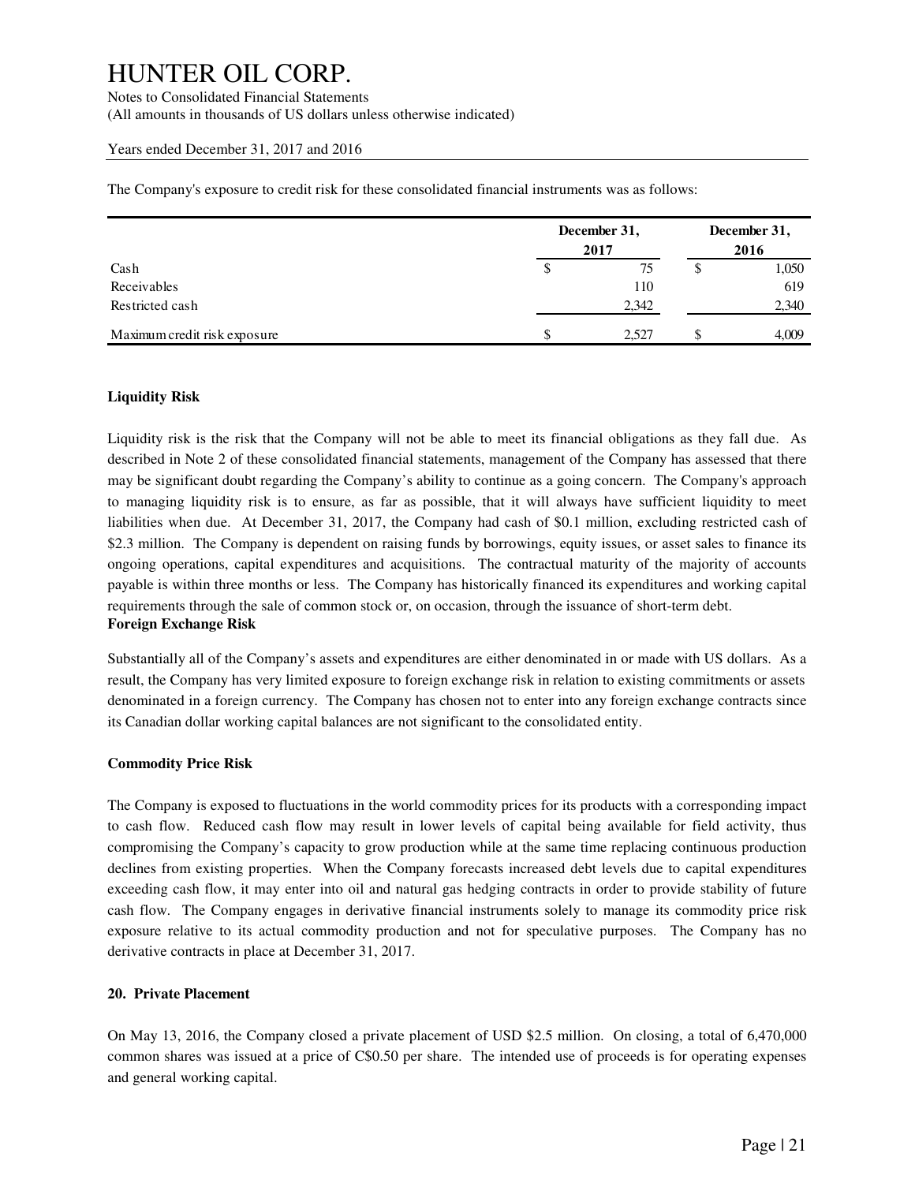The Company's exposure to credit risk for these consolidated financial instruments was as follows:

| | December 31, 2017 | December 31, 2016 |
|---|---|---|
| Cash | $ 75 | $ 1,050 |
| Receivables | 110 | 619 |
| Restricted cash | 2,342 | 2,340 |
| Maximum credit risk exposure | $ 2,527 | $ 4,009 |

**Liquidity Risk**

Liquidity risk is the risk that the Company will not be able to meet its financial obligations as they fall due. As described in Note 2 of these consolidated financial statements, management of the Company has assessed that there may be significant doubt regarding the Company's ability to continue as a going concern. The Company's approach to managing liquidity risk is to ensure, as far as possible, that it will always have sufficient liquidity to meet liabilities when due. At December 31, 2017, the Company had cash of $0.1 million, excluding restricted cash of $2.3 million. The Company is dependent on raising funds by borrowings, equity issues, or asset sales to finance its ongoing operations, capital expenditures and acquisitions. The contractual maturity of the majority of accounts payable is within three months or less. The Company has historically financed its expenditures and working capital requirements through the sale of common stock or, on occasion, through the issuance of short-term debt.

**Foreign Exchange Risk**

Substantially all of the Company's assets and expenditures are either denominated in or made with US dollars. As a result, the Company has very limited exposure to foreign exchange risk in relation to existing commitments or assets denominated in a foreign currency. The Company has chosen not to enter into any foreign exchange contracts since its Canadian dollar working capital balances are not significant to the consolidated entity.

**Commodity Price Risk**

The Company is exposed to fluctuations in the world commodity prices for its products with a corresponding impact to cash flow. Reduced cash flow may result in lower levels of capital being available for field activity, thus compromising the Company's capacity to grow production while at the same time replacing continuous production declines from existing properties. When the Company forecasts increased debt levels due to capital expenditures exceeding cash flow, it may enter into oil and natural gas hedging contracts in order to provide stability of future cash flow. The Company engages in derivative financial instruments solely to manage its commodity price risk exposure relative to its actual commodity production and not for speculative purposes. The Company has no derivative contracts in place at December 31, 2017.

**20. Private Placement**

On May 13, 2016, the Company closed a private placement of USD $2.5 million. On closing, a total of 6,470,000 common shares was issued at a price of C$0.50 per share. The intended use of proceeds is for operating expenses and general working capital.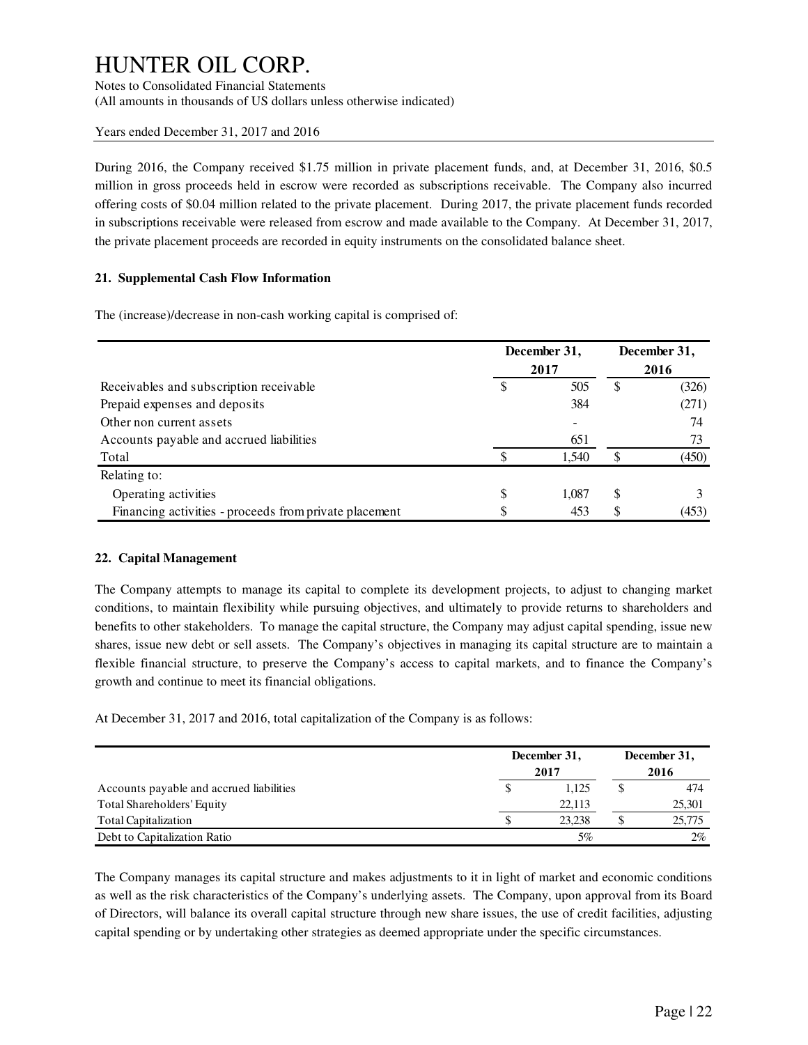During 2016, the Company received $1.75 million in private placement funds, and, at December 31, 2016, $0.5 million in gross proceeds held in escrow were recorded as subscriptions receivable. The Company also incurred offering costs of $0.04 million related to the private placement. During 2017, the private placement funds recorded in subscriptions receivable were released from escrow and made available to the Company. At December 31, 2017, the private placement proceeds are recorded in equity instruments on the consolidated balance sheet.

**21. Supplemental Cash Flow Information**

The (increase)/decrease in non-cash working capital is comprised of:

| | December 31, 2017 | December 31, 2016 |
|---|---|---|
| Receivables and subscription receivable | $ 505 | $ (326) |
| Prepaid expenses and deposits | 384 | (271) |
| Other non current assets | - | 74 |
| Accounts payable and accrued liabilities | 651 | 73 |
| Total | $ 1,540 | $ (450) |
| Relating to: | | |
| Operating activities | $ 1,087 | $ 3 |
| Financing activities - proceeds from private placement | $ 453 | $ (453) |

**22. Capital Management**

The Company attempts to manage its capital to complete its development projects, to adjust to changing market conditions, to maintain flexibility while pursuing objectives, and ultimately to provide returns to shareholders and benefits to other stakeholders. To manage the capital structure, the Company may adjust capital spending, issue new shares, issue new debt or sell assets. The Company's objectives in managing its capital structure are to maintain a flexible financial structure, to preserve the Company's access to capital markets, and to finance the Company's growth and continue to meet its financial obligations.

At December 31, 2017 and 2016, total capitalization of the Company is as follows:

| | December 31, 2017 | December 31, 2016 |
|---|---|---|
| Accounts payable and accrued liabilities | $ 1,125 | $ 474 |
| Total Shareholders' Equity | 22,113 | 25,301 |
| Total Capitalization | $ 23,238 | $ 25,775 |
| Debt to Capitalization Ratio | 5% | 2% |

The Company manages its capital structure and makes adjustments to it in light of market and economic conditions as well as the risk characteristics of the Company's underlying assets. The Company, upon approval from its Board of Directors, will balance its overall capital structure through new share issues, the use of credit facilities, adjusting capital spending or by undertaking other strategies as deemed appropriate under the specific circumstances.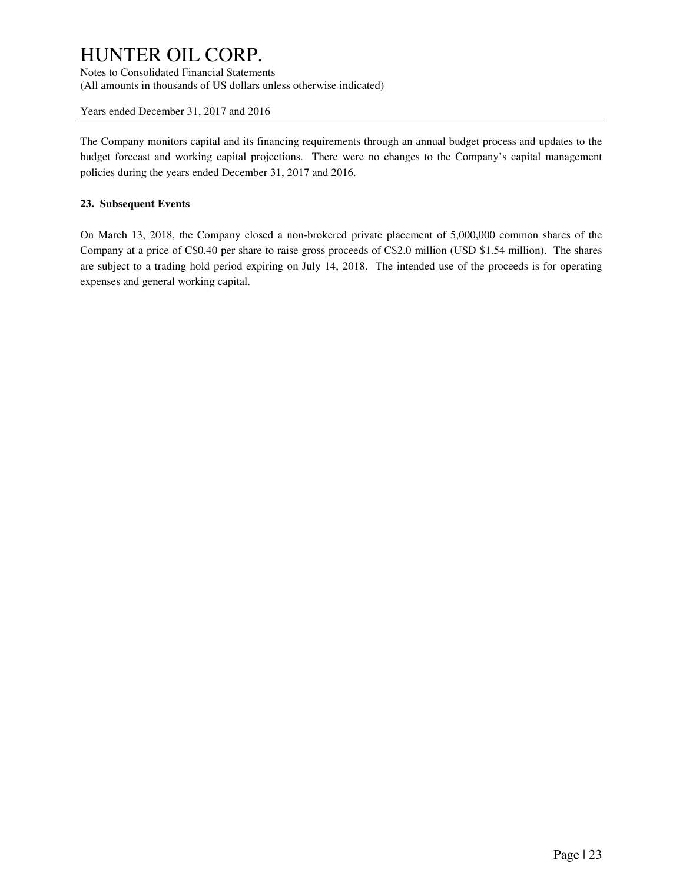The Company monitors capital and its financing requirements through an annual budget process and updates to the budget forecast and working capital projections. There were no changes to the Company's capital management policies during the years ended December 31, 2017 and 2016.

**23. Subsequent Events**

On March 13, 2018, the Company closed a non-brokered private placement of 5,000,000 common shares of the Company at a price of C$0.40 per share to raise gross proceeds of C$2.0 million (USD $1.54 million). The shares are subject to a trading hold period expiring on July 14, 2018. The intended use of the proceeds is for operating expenses and general working capital.